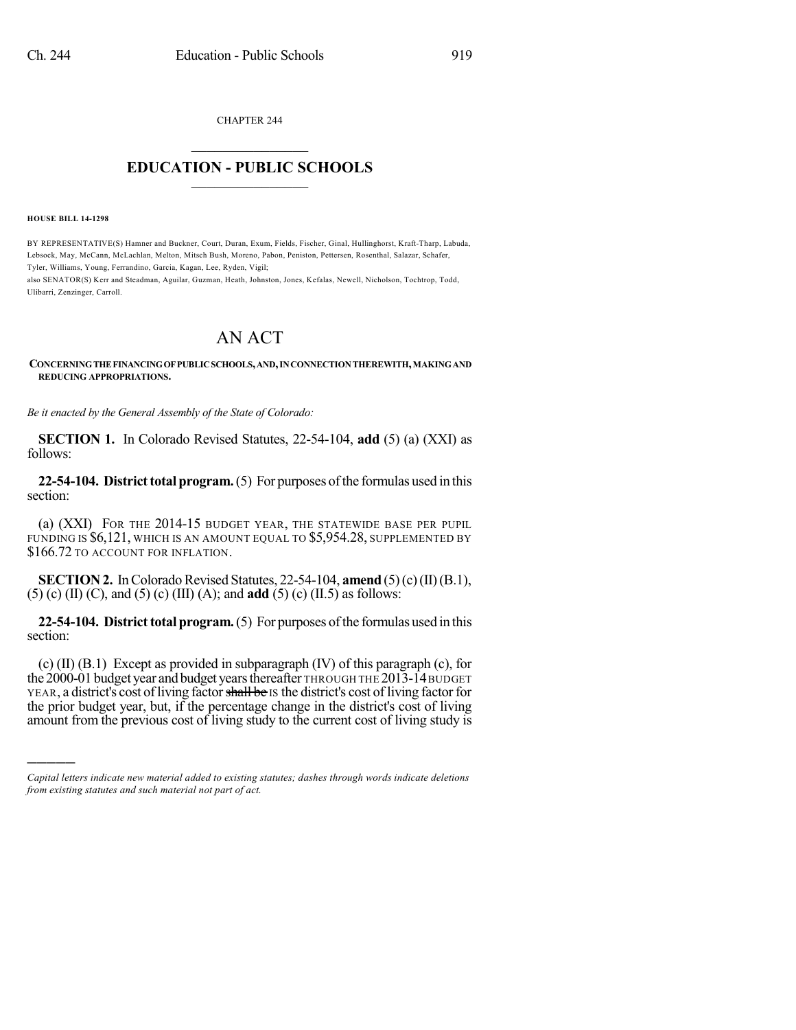CHAPTER 244

# EDUCATION - PUBLIC SCHOOLS

**HOUSE BILL 14-1298**

BY REPRESENTATIVE(S) Hamner and Buckner, Court, Duran, Exum, Fields, Fischer, Ginal, Hullinghorst, Kraft-Tharp, Labuda, Lebsock, May, McCann, McLachlan, Melton, Mitsch Bush, Moreno, Pabon, Peniston, Pettersen, Rosenthal, Salazar, Schafer, Tyler, Williams, Young, Ferrandino, Garcia, Kagan, Lee, Ryden, Vigil;
also SENATOR(S) Kerr and Steadman, Aguilar, Guzman, Heath, Johnston, Jones, Kefalas, Newell, Nicholson, Tochtrop, Todd, Ulibarri, Zenzinger, Carroll.

# AN ACT

**CONCERNING THE FINANCING OF PUBLIC SCHOOLS, AND, IN CONNECTION THEREWITH, MAKING AND REDUCING APPROPRIATIONS.**

*Be it enacted by the General Assembly of the State of Colorado:*

**SECTION 1.** In Colorado Revised Statutes, 22-54-104, **add** (5) (a) (XXI) as follows:

**22-54-104. District total program.** (5) For purposes of the formulas used in this section:

(a) (XXI) FOR THE 2014-15 BUDGET YEAR, THE STATEWIDE BASE PER PUPIL FUNDING IS $6,121, WHICH IS AN AMOUNT EQUAL TO $5,954.28, SUPPLEMENTED BY $166.72 TO ACCOUNT FOR INFLATION.

**SECTION 2.** In Colorado Revised Statutes, 22-54-104, **amend** (5) (c) (II) (B.1), (5) (c) (II) (C), and (5) (c) (III) (A); and **add** (5) (c) (II.5) as follows:

**22-54-104. District total program.** (5) For purposes of the formulas used in this section:

(c) (II) (B.1) Except as provided in subparagraph (IV) of this paragraph (c), for the 2000-01 budget year and budget years thereafter THROUGH THE 2013-14 BUDGET YEAR, a district's cost of living factor ~~shall be~~ IS the district's cost of living factor for the prior budget year, but, if the percentage change in the district's cost of living amount from the previous cost of living study to the current cost of living study is

*Capital letters indicate new material added to existing statutes; dashes through words indicate deletions from existing statutes and such material not part of act.*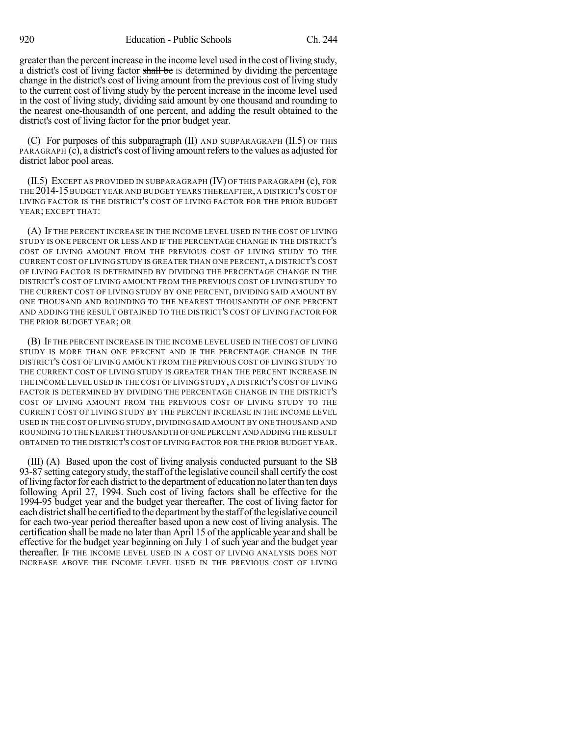greater than the percent increase in the income level used in the cost of living study, a district's cost of living factor ~~shall be~~ IS determined by dividing the percentage change in the district's cost of living amount from the previous cost of living study to the current cost of living study by the percent increase in the income level used in the cost of living study, dividing said amount by one thousand and rounding to the nearest one-thousandth of one percent, and adding the result obtained to the district's cost of living factor for the prior budget year.

(C) For purposes of this subparagraph (II) AND SUBPARAGRAPH (II.5) OF THIS PARAGRAPH (c), a district's cost of living amount refers to the values as adjusted for district labor pool areas.

(II.5) EXCEPT AS PROVIDED IN SUBPARAGRAPH (IV) OF THIS PARAGRAPH (c), FOR THE 2014-15 BUDGET YEAR AND BUDGET YEARS THEREAFTER, A DISTRICT'S COST OF LIVING FACTOR IS THE DISTRICT'S COST OF LIVING FACTOR FOR THE PRIOR BUDGET YEAR; EXCEPT THAT:

(A) IF THE PERCENT INCREASE IN THE INCOME LEVEL USED IN THE COST OF LIVING STUDY IS ONE PERCENT OR LESS AND IF THE PERCENTAGE CHANGE IN THE DISTRICT'S COST OF LIVING AMOUNT FROM THE PREVIOUS COST OF LIVING STUDY TO THE CURRENT COST OF LIVING STUDY IS GREATER THAN ONE PERCENT, A DISTRICT'S COST OF LIVING FACTOR IS DETERMINED BY DIVIDING THE PERCENTAGE CHANGE IN THE DISTRICT'S COST OF LIVING AMOUNT FROM THE PREVIOUS COST OF LIVING STUDY TO THE CURRENT COST OF LIVING STUDY BY ONE PERCENT, DIVIDING SAID AMOUNT BY ONE THOUSAND AND ROUNDING TO THE NEAREST THOUSANDTH OF ONE PERCENT AND ADDING THE RESULT OBTAINED TO THE DISTRICT'S COST OF LIVING FACTOR FOR THE PRIOR BUDGET YEAR; OR

(B) IF THE PERCENT INCREASE IN THE INCOME LEVEL USED IN THE COST OF LIVING STUDY IS MORE THAN ONE PERCENT AND IF THE PERCENTAGE CHANGE IN THE DISTRICT'S COST OF LIVING AMOUNT FROM THE PREVIOUS COST OF LIVING STUDY TO THE CURRENT COST OF LIVING STUDY IS GREATER THAN THE PERCENT INCREASE IN THE INCOME LEVEL USED IN THE COST OF LIVING STUDY, A DISTRICT'S COST OF LIVING FACTOR IS DETERMINED BY DIVIDING THE PERCENTAGE CHANGE IN THE DISTRICT'S COST OF LIVING AMOUNT FROM THE PREVIOUS COST OF LIVING STUDY TO THE CURRENT COST OF LIVING STUDY BY THE PERCENT INCREASE IN THE INCOME LEVEL USED IN THE COST OF LIVING STUDY, DIVIDING SAID AMOUNT BY ONE THOUSAND AND ROUNDING TO THE NEAREST THOUSANDTH OF ONE PERCENT AND ADDING THE RESULT OBTAINED TO THE DISTRICT'S COST OF LIVING FACTOR FOR THE PRIOR BUDGET YEAR.

(III) (A) Based upon the cost of living analysis conducted pursuant to the SB 93-87 setting category study, the staff of the legislative council shall certify the cost of living factor for each district to the department of education no later than ten days following April 27, 1994. Such cost of living factors shall be effective for the 1994-95 budget year and the budget year thereafter. The cost of living factor for each district shall be certified to the department by the staff of the legislative council for each two-year period thereafter based upon a new cost of living analysis. The certification shall be made no later than April 15 of the applicable year and shall be effective for the budget year beginning on July 1 of such year and the budget year thereafter. IF THE INCOME LEVEL USED IN A COST OF LIVING ANALYSIS DOES NOT INCREASE ABOVE THE INCOME LEVEL USED IN THE PREVIOUS COST OF LIVING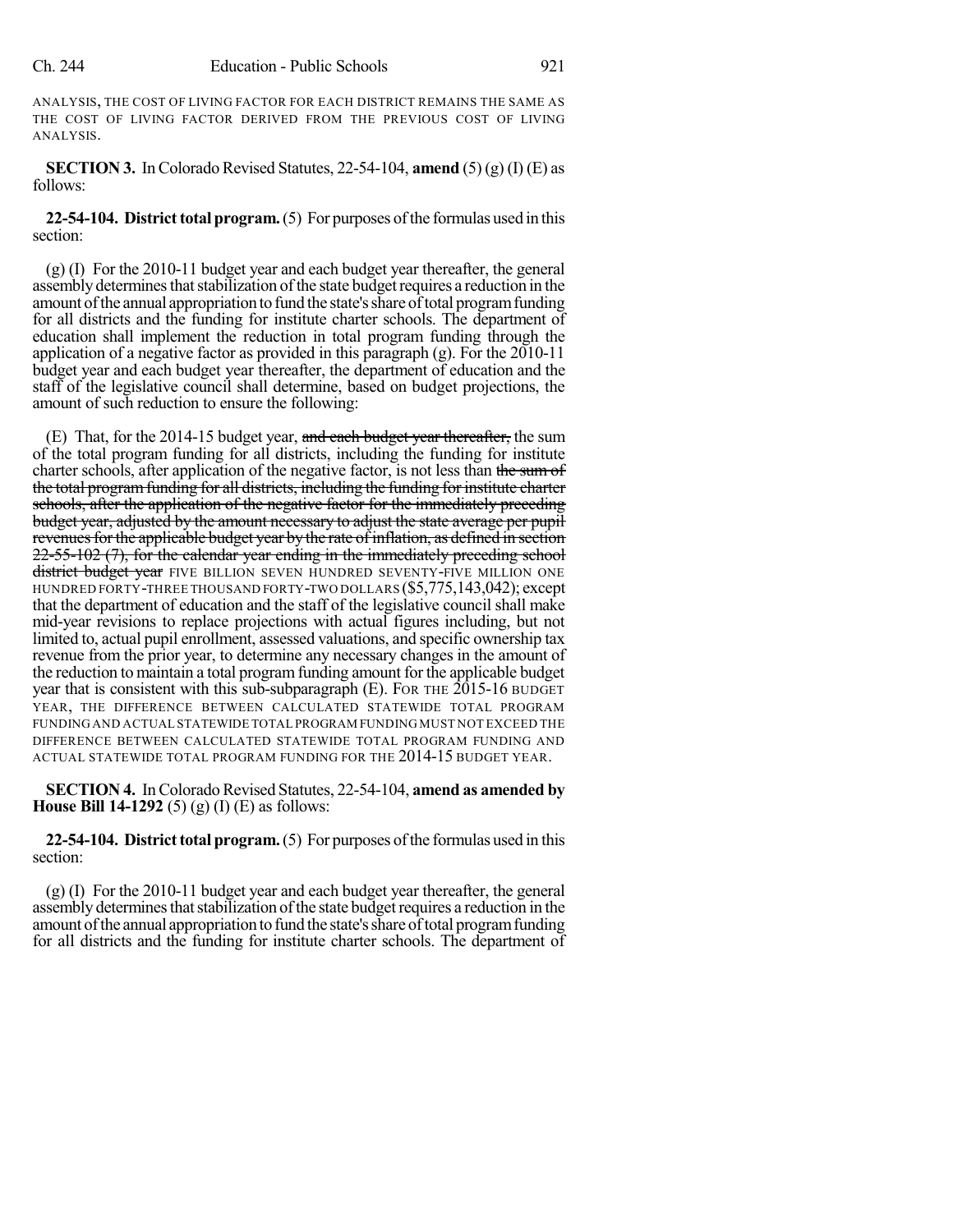ANALYSIS, THE COST OF LIVING FACTOR FOR EACH DISTRICT REMAINS THE SAME AS THE COST OF LIVING FACTOR DERIVED FROM THE PREVIOUS COST OF LIVING ANALYSIS.

**SECTION 3.** In Colorado Revised Statutes, 22-54-104, **amend** (5) (g) (I) (E) as follows:

**22-54-104. District total program.** (5) For purposes of the formulas used in this section:

(g) (I) For the 2010-11 budget year and each budget year thereafter, the general assembly determines that stabilization of the state budget requires a reduction in the amount of the annual appropriation to fund the state's share of total program funding for all districts and the funding for institute charter schools. The department of education shall implement the reduction in total program funding through the application of a negative factor as provided in this paragraph (g). For the 2010-11 budget year and each budget year thereafter, the department of education and the staff of the legislative council shall determine, based on budget projections, the amount of such reduction to ensure the following:

(E) That, for the 2014-15 budget year, ~~and each budget year thereafter,~~ the sum of the total program funding for all districts, including the funding for institute charter schools, after application of the negative factor, is not less than ~~the sum of the total program funding for all districts, including the funding for institute charter schools, after the application of the negative factor for the immediately preceding budget year, adjusted by the amount necessary to adjust the state average per pupil revenues for the applicable budget year by the rate of inflation, as defined in section 22-55-102 (7), for the calendar year ending in the immediately preceding school district budget year~~ FIVE BILLION SEVEN HUNDRED SEVENTY-FIVE MILLION ONE HUNDRED FORTY-THREE THOUSAND FORTY-TWO DOLLARS ($5,775,143,042); except that the department of education and the staff of the legislative council shall make mid-year revisions to replace projections with actual figures including, but not limited to, actual pupil enrollment, assessed valuations, and specific ownership tax revenue from the prior year, to determine any necessary changes in the amount of the reduction to maintain a total program funding amount for the applicable budget year that is consistent with this sub-subparagraph (E). FOR THE 2015-16 BUDGET YEAR, THE DIFFERENCE BETWEEN CALCULATED STATEWIDE TOTAL PROGRAM FUNDING AND ACTUAL STATEWIDE TOTAL PROGRAM FUNDING MUST NOT EXCEED THE DIFFERENCE BETWEEN CALCULATED STATEWIDE TOTAL PROGRAM FUNDING AND ACTUAL STATEWIDE TOTAL PROGRAM FUNDING FOR THE 2014-15 BUDGET YEAR.

**SECTION 4.** In Colorado Revised Statutes, 22-54-104, **amend as amended by House Bill 14-1292** (5) (g) (I) (E) as follows:

**22-54-104. District total program.** (5) For purposes of the formulas used in this section:

(g) (I) For the 2010-11 budget year and each budget year thereafter, the general assembly determines that stabilization of the state budget requires a reduction in the amount of the annual appropriation to fund the state's share of total program funding for all districts and the funding for institute charter schools. The department of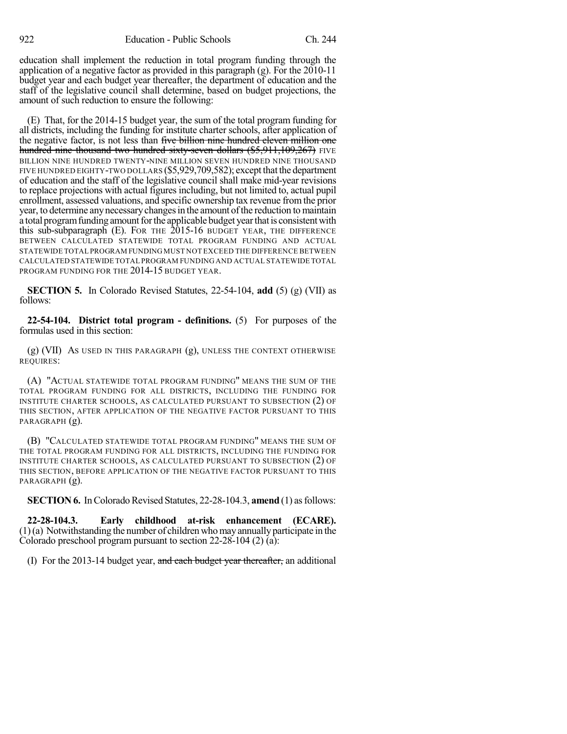education shall implement the reduction in total program funding through the application of a negative factor as provided in this paragraph (g). For the 2010-11 budget year and each budget year thereafter, the department of education and the staff of the legislative council shall determine, based on budget projections, the amount of such reduction to ensure the following:

(E) That, for the 2014-15 budget year, the sum of the total program funding for all districts, including the funding for institute charter schools, after application of the negative factor, is not less than ~~five billion nine hundred eleven million one hundred nine thousand two hundred sixty-seven dollars ($5,911,109,267)~~ FIVE BILLION NINE HUNDRED TWENTY-NINE MILLION SEVEN HUNDRED NINE THOUSAND FIVE HUNDRED EIGHTY-TWO DOLLARS ($5,929,709,582); except that the department of education and the staff of the legislative council shall make mid-year revisions to replace projections with actual figures including, but not limited to, actual pupil enrollment, assessed valuations, and specific ownership tax revenue from the prior year, to determine any necessary changes in the amount of the reduction to maintain a total program funding amount for the applicable budget year that is consistent with this sub-subparagraph (E). FOR THE 2015-16 BUDGET YEAR, THE DIFFERENCE BETWEEN CALCULATED STATEWIDE TOTAL PROGRAM FUNDING AND ACTUAL STATEWIDE TOTAL PROGRAM FUNDING MUST NOT EXCEED THE DIFFERENCE BETWEEN CALCULATED STATEWIDE TOTAL PROGRAM FUNDING AND ACTUAL STATEWIDE TOTAL PROGRAM FUNDING FOR THE 2014-15 BUDGET YEAR.

**SECTION 5.** In Colorado Revised Statutes, 22-54-104, **add** (5) (g) (VII) as follows:

**22-54-104. District total program - definitions.** (5) For purposes of the formulas used in this section:

(g) (VII) AS USED IN THIS PARAGRAPH (g), UNLESS THE CONTEXT OTHERWISE REQUIRES:

(A) "ACTUAL STATEWIDE TOTAL PROGRAM FUNDING" MEANS THE SUM OF THE TOTAL PROGRAM FUNDING FOR ALL DISTRICTS, INCLUDING THE FUNDING FOR INSTITUTE CHARTER SCHOOLS, AS CALCULATED PURSUANT TO SUBSECTION (2) OF THIS SECTION, AFTER APPLICATION OF THE NEGATIVE FACTOR PURSUANT TO THIS PARAGRAPH (g).

(B) "CALCULATED STATEWIDE TOTAL PROGRAM FUNDING" MEANS THE SUM OF THE TOTAL PROGRAM FUNDING FOR ALL DISTRICTS, INCLUDING THE FUNDING FOR INSTITUTE CHARTER SCHOOLS, AS CALCULATED PURSUANT TO SUBSECTION (2) OF THIS SECTION, BEFORE APPLICATION OF THE NEGATIVE FACTOR PURSUANT TO THIS PARAGRAPH (g).

**SECTION 6.** In Colorado Revised Statutes, 22-28-104.3, **amend** (1) as follows:

**22-28-104.3. Early childhood at-risk enhancement (ECARE).** (1) (a) Notwithstanding the number of children who may annually participate in the Colorado preschool program pursuant to section 22-28-104 (2) (a):

(I) For the 2013-14 budget year, ~~and each budget year thereafter,~~ an additional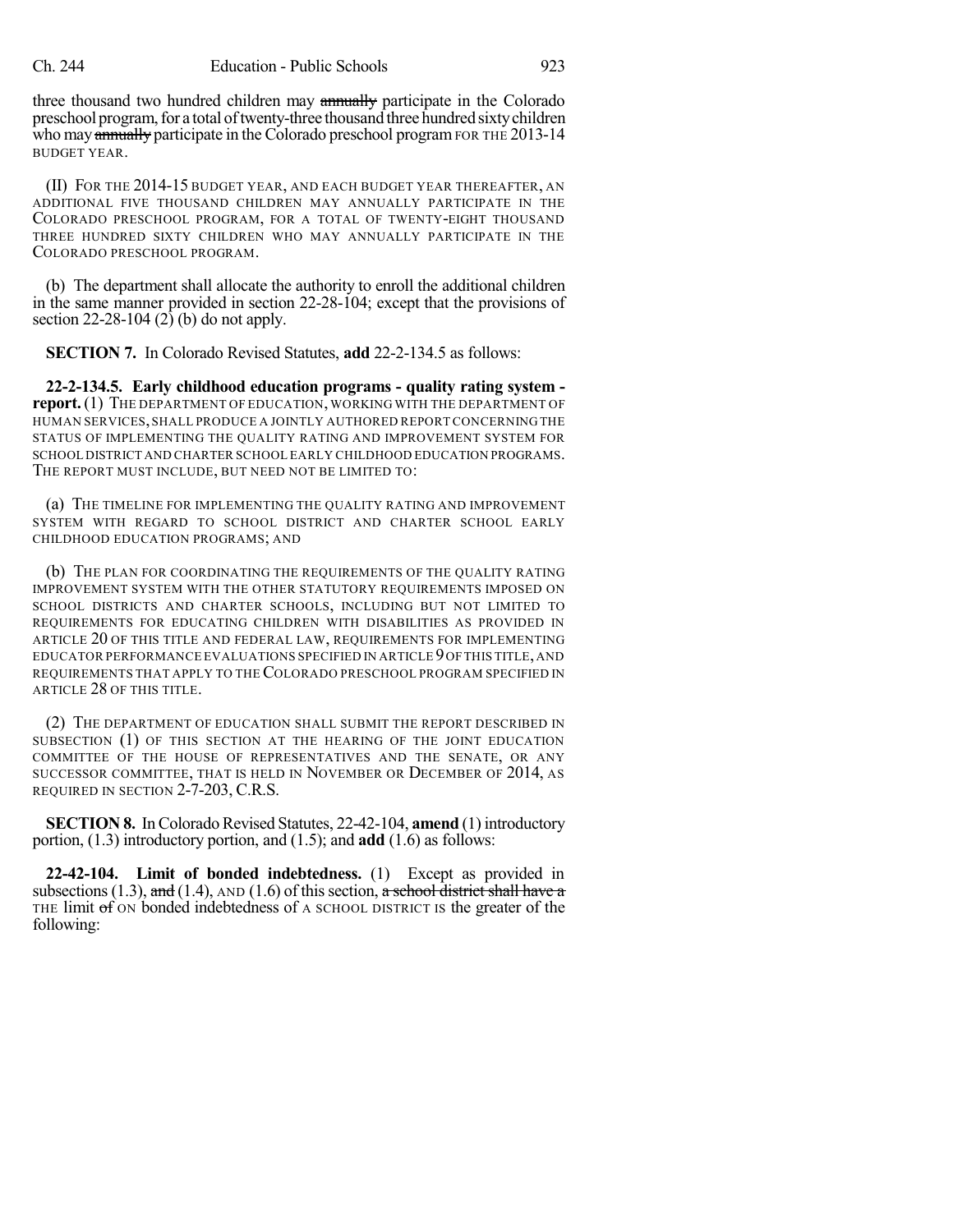three thousand two hundred children may ~~annually~~ participate in the Colorado preschool program, for a total of twenty-three thousand three hundred sixty children who may ~~annually~~ participate in the Colorado preschool program FOR THE 2013-14 BUDGET YEAR.

(II) FOR THE 2014-15 BUDGET YEAR, AND EACH BUDGET YEAR THEREAFTER, AN ADDITIONAL FIVE THOUSAND CHILDREN MAY ANNUALLY PARTICIPATE IN THE COLORADO PRESCHOOL PROGRAM, FOR A TOTAL OF TWENTY-EIGHT THOUSAND THREE HUNDRED SIXTY CHILDREN WHO MAY ANNUALLY PARTICIPATE IN THE COLORADO PRESCHOOL PROGRAM.

(b) The department shall allocate the authority to enroll the additional children in the same manner provided in section 22-28-104; except that the provisions of section 22-28-104 (2) (b) do not apply.

**SECTION 7.** In Colorado Revised Statutes, **add** 22-2-134.5 as follows:

**22-2-134.5. Early childhood education programs - quality rating system - report.** (1) THE DEPARTMENT OF EDUCATION, WORKING WITH THE DEPARTMENT OF HUMAN SERVICES, SHALL PRODUCE A JOINTLY AUTHORED REPORT CONCERNING THE STATUS OF IMPLEMENTING THE QUALITY RATING AND IMPROVEMENT SYSTEM FOR SCHOOL DISTRICT AND CHARTER SCHOOL EARLY CHILDHOOD EDUCATION PROGRAMS. THE REPORT MUST INCLUDE, BUT NEED NOT BE LIMITED TO:

(a) THE TIMELINE FOR IMPLEMENTING THE QUALITY RATING AND IMPROVEMENT SYSTEM WITH REGARD TO SCHOOL DISTRICT AND CHARTER SCHOOL EARLY CHILDHOOD EDUCATION PROGRAMS; AND

(b) THE PLAN FOR COORDINATING THE REQUIREMENTS OF THE QUALITY RATING IMPROVEMENT SYSTEM WITH THE OTHER STATUTORY REQUIREMENTS IMPOSED ON SCHOOL DISTRICTS AND CHARTER SCHOOLS, INCLUDING BUT NOT LIMITED TO REQUIREMENTS FOR EDUCATING CHILDREN WITH DISABILITIES AS PROVIDED IN ARTICLE 20 OF THIS TITLE AND FEDERAL LAW, REQUIREMENTS FOR IMPLEMENTING EDUCATOR PERFORMANCE EVALUATIONS SPECIFIED IN ARTICLE 9 OF THIS TITLE, AND REQUIREMENTS THAT APPLY TO THE COLORADO PRESCHOOL PROGRAM SPECIFIED IN ARTICLE 28 OF THIS TITLE.

(2) THE DEPARTMENT OF EDUCATION SHALL SUBMIT THE REPORT DESCRIBED IN SUBSECTION (1) OF THIS SECTION AT THE HEARING OF THE JOINT EDUCATION COMMITTEE OF THE HOUSE OF REPRESENTATIVES AND THE SENATE, OR ANY SUCCESSOR COMMITTEE, THAT IS HELD IN NOVEMBER OR DECEMBER OF 2014, AS REQUIRED IN SECTION 2-7-203, C.R.S.

**SECTION 8.** In Colorado Revised Statutes, 22-42-104, **amend** (1) introductory portion, (1.3) introductory portion, and (1.5); and **add** (1.6) as follows:

**22-42-104. Limit of bonded indebtedness.** (1) Except as provided in subsections (1.3), ~~and~~ (1.4), AND (1.6) of this section, ~~a school district shall have a~~ THE limit ~~of~~ ON bonded indebtedness of A SCHOOL DISTRICT IS the greater of the following: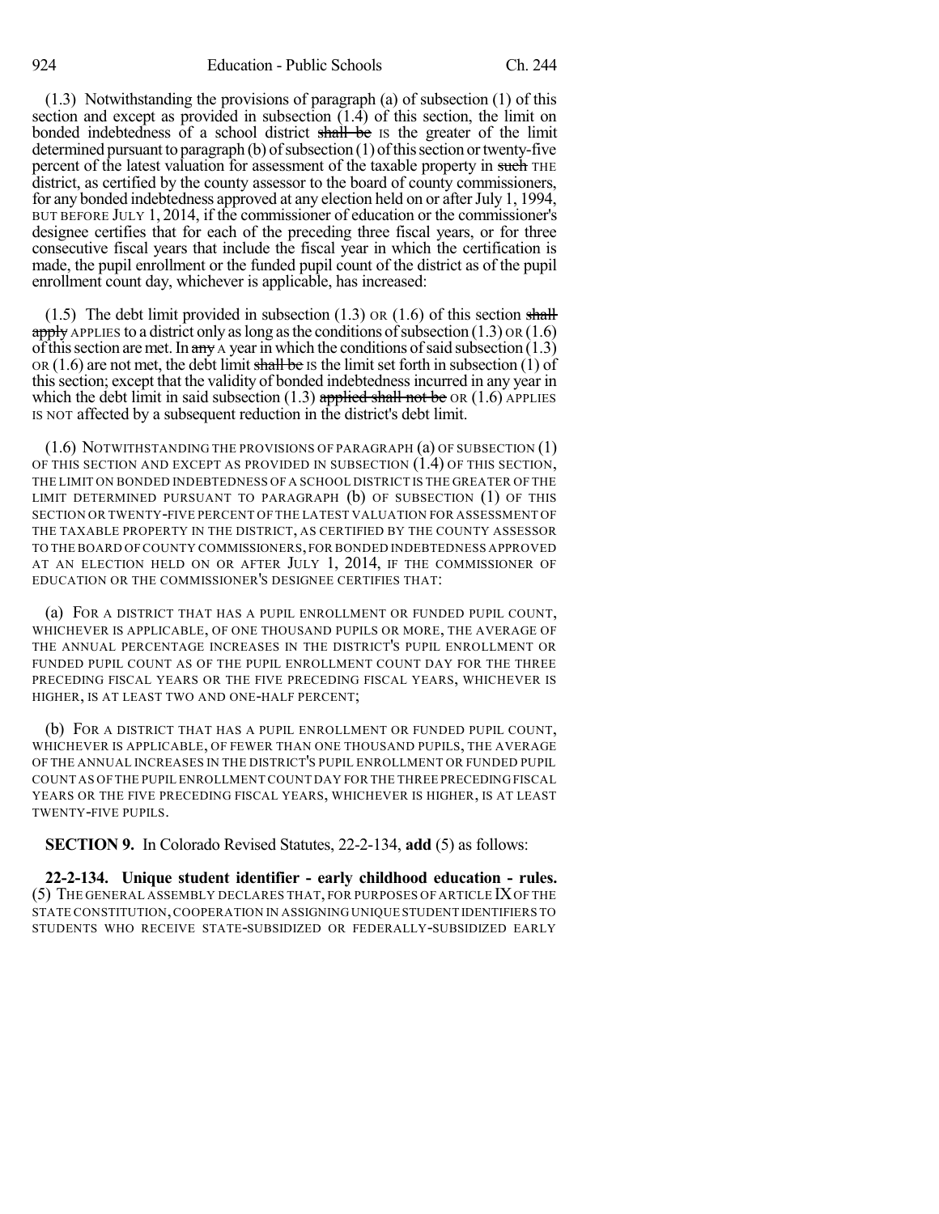(1.3) Notwithstanding the provisions of paragraph (a) of subsection (1) of this section and except as provided in subsection (1.4) of this section, the limit on bonded indebtedness of a school district ~~shall be~~ IS the greater of the limit determined pursuant to paragraph (b) of subsection (1) of this section or twenty-five percent of the latest valuation for assessment of the taxable property in ~~such~~ THE district, as certified by the county assessor to the board of county commissioners, for any bonded indebtedness approved at any election held on or after July 1, 1994, BUT BEFORE JULY 1, 2014, if the commissioner of education or the commissioner's designee certifies that for each of the preceding three fiscal years, or for three consecutive fiscal years that include the fiscal year in which the certification is made, the pupil enrollment or the funded pupil count of the district as of the pupil enrollment count day, whichever is applicable, has increased:

(1.5) The debt limit provided in subsection (1.3) OR (1.6) of this section ~~shall apply~~ APPLIES to a district only as long as the conditions of subsection (1.3) OR (1.6) of this section are met. In ~~any~~ A year in which the conditions of said subsection (1.3) OR (1.6) are not met, the debt limit ~~shall be~~ IS the limit set forth in subsection (1) of this section; except that the validity of bonded indebtedness incurred in any year in which the debt limit in said subsection (1.3) ~~applied shall not be~~ OR (1.6) APPLIES IS NOT affected by a subsequent reduction in the district's debt limit.

(1.6) NOTWITHSTANDING THE PROVISIONS OF PARAGRAPH (a) OF SUBSECTION (1) OF THIS SECTION AND EXCEPT AS PROVIDED IN SUBSECTION (1.4) OF THIS SECTION, THE LIMIT ON BONDED INDEBTEDNESS OF A SCHOOL DISTRICT IS THE GREATER OF THE LIMIT DETERMINED PURSUANT TO PARAGRAPH (b) OF SUBSECTION (1) OF THIS SECTION OR TWENTY-FIVE PERCENT OF THE LATEST VALUATION FOR ASSESSMENT OF THE TAXABLE PROPERTY IN THE DISTRICT, AS CERTIFIED BY THE COUNTY ASSESSOR TO THE BOARD OF COUNTY COMMISSIONERS, FOR BONDED INDEBTEDNESS APPROVED AT AN ELECTION HELD ON OR AFTER JULY 1, 2014, IF THE COMMISSIONER OF EDUCATION OR THE COMMISSIONER'S DESIGNEE CERTIFIES THAT:

(a) FOR A DISTRICT THAT HAS A PUPIL ENROLLMENT OR FUNDED PUPIL COUNT, WHICHEVER IS APPLICABLE, OF ONE THOUSAND PUPILS OR MORE, THE AVERAGE OF THE ANNUAL PERCENTAGE INCREASES IN THE DISTRICT'S PUPIL ENROLLMENT OR FUNDED PUPIL COUNT AS OF THE PUPIL ENROLLMENT COUNT DAY FOR THE THREE PRECEDING FISCAL YEARS OR THE FIVE PRECEDING FISCAL YEARS, WHICHEVER IS HIGHER, IS AT LEAST TWO AND ONE-HALF PERCENT;

(b) FOR A DISTRICT THAT HAS A PUPIL ENROLLMENT OR FUNDED PUPIL COUNT, WHICHEVER IS APPLICABLE, OF FEWER THAN ONE THOUSAND PUPILS, THE AVERAGE OF THE ANNUAL INCREASES IN THE DISTRICT'S PUPIL ENROLLMENT OR FUNDED PUPIL COUNT AS OF THE PUPIL ENROLLMENT COUNT DAY FOR THE THREE PRECEDING FISCAL YEARS OR THE FIVE PRECEDING FISCAL YEARS, WHICHEVER IS HIGHER, IS AT LEAST TWENTY-FIVE PUPILS.

**SECTION 9.** In Colorado Revised Statutes, 22-2-134, **add** (5) as follows:

**22-2-134. Unique student identifier - early childhood education - rules.** (5) THE GENERAL ASSEMBLY DECLARES THAT, FOR PURPOSES OF ARTICLE IX OF THE STATE CONSTITUTION, COOPERATION IN ASSIGNING UNIQUE STUDENT IDENTIFIERS TO STUDENTS WHO RECEIVE STATE-SUBSIDIZED OR FEDERALLY-SUBSIDIZED EARLY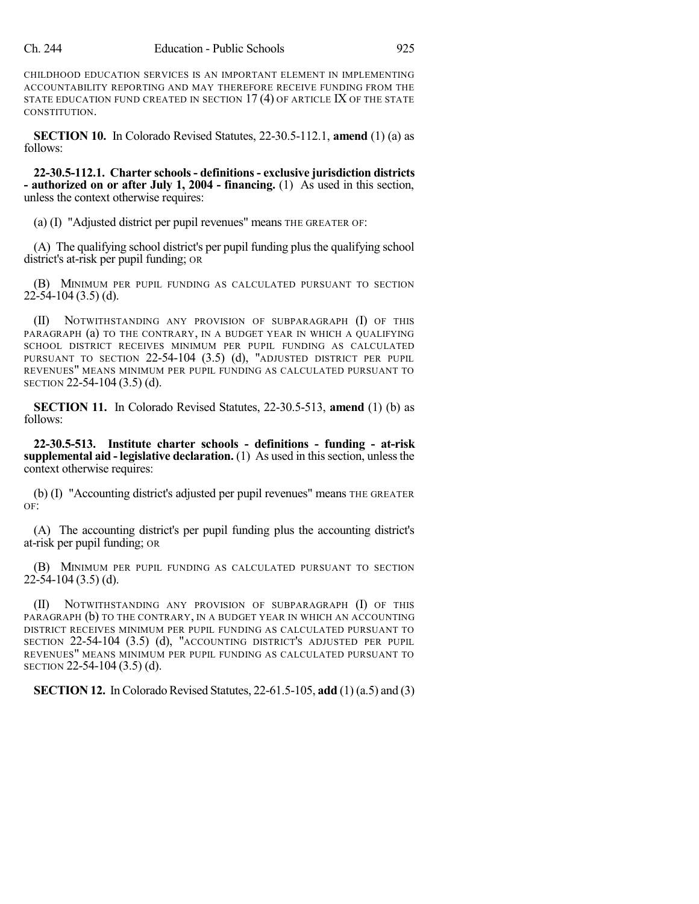CHILDHOOD EDUCATION SERVICES IS AN IMPORTANT ELEMENT IN IMPLEMENTING ACCOUNTABILITY REPORTING AND MAY THEREFORE RECEIVE FUNDING FROM THE STATE EDUCATION FUND CREATED IN SECTION 17 (4) OF ARTICLE IX OF THE STATE CONSTITUTION.

**SECTION 10.** In Colorado Revised Statutes, 22-30.5-112.1, **amend** (1) (a) as follows:

**22-30.5-112.1. Charter schools - definitions - exclusive jurisdiction districts - authorized on or after July 1, 2004 - financing.** (1) As used in this section, unless the context otherwise requires:

(a) (I) "Adjusted district per pupil revenues" means THE GREATER OF:

(A) The qualifying school district's per pupil funding plus the qualifying school district's at-risk per pupil funding; OR

(B) MINIMUM PER PUPIL FUNDING AS CALCULATED PURSUANT TO SECTION 22-54-104 (3.5) (d).

(II) NOTWITHSTANDING ANY PROVISION OF SUBPARAGRAPH (I) OF THIS PARAGRAPH (a) TO THE CONTRARY, IN A BUDGET YEAR IN WHICH A QUALIFYING SCHOOL DISTRICT RECEIVES MINIMUM PER PUPIL FUNDING AS CALCULATED PURSUANT TO SECTION 22-54-104 (3.5) (d), "ADJUSTED DISTRICT PER PUPIL REVENUES" MEANS MINIMUM PER PUPIL FUNDING AS CALCULATED PURSUANT TO SECTION 22-54-104 (3.5) (d).

**SECTION 11.** In Colorado Revised Statutes, 22-30.5-513, **amend** (1) (b) as follows:

**22-30.5-513. Institute charter schools - definitions - funding - at-risk supplemental aid - legislative declaration.** (1) As used in this section, unless the context otherwise requires:

(b) (I) "Accounting district's adjusted per pupil revenues" means THE GREATER OF:

(A) The accounting district's per pupil funding plus the accounting district's at-risk per pupil funding; OR

(B) MINIMUM PER PUPIL FUNDING AS CALCULATED PURSUANT TO SECTION 22-54-104 (3.5) (d).

(II) NOTWITHSTANDING ANY PROVISION OF SUBPARAGRAPH (I) OF THIS PARAGRAPH (b) TO THE CONTRARY, IN A BUDGET YEAR IN WHICH AN ACCOUNTING DISTRICT RECEIVES MINIMUM PER PUPIL FUNDING AS CALCULATED PURSUANT TO SECTION 22-54-104 (3.5) (d), "ACCOUNTING DISTRICT'S ADJUSTED PER PUPIL REVENUES" MEANS MINIMUM PER PUPIL FUNDING AS CALCULATED PURSUANT TO SECTION 22-54-104 (3.5) (d).

**SECTION 12.** In Colorado Revised Statutes, 22-61.5-105, **add** (1) (a.5) and (3)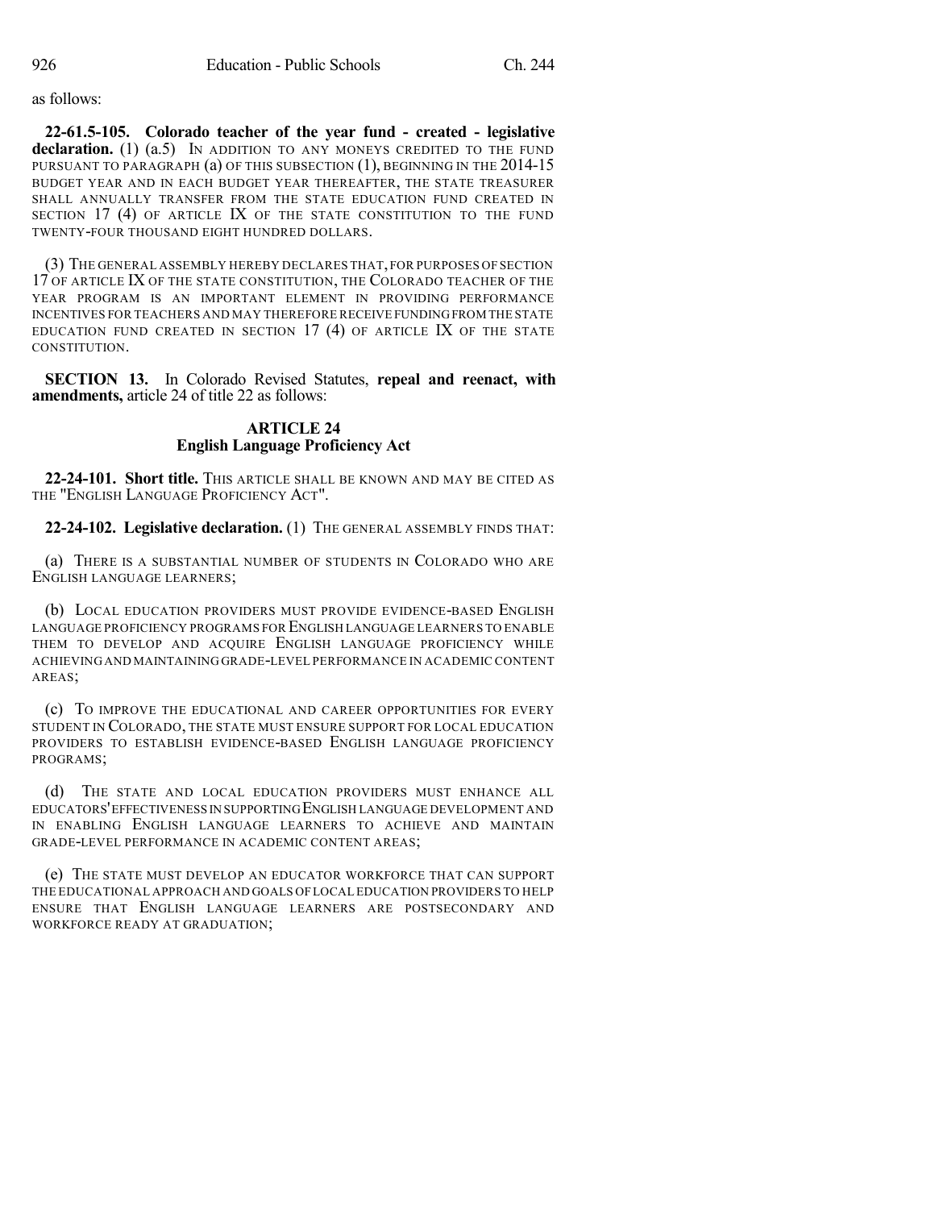as follows:

**22-61.5-105. Colorado teacher of the year fund - created - legislative declaration.** (1) (a.5) IN ADDITION TO ANY MONEYS CREDITED TO THE FUND PURSUANT TO PARAGRAPH (a) OF THIS SUBSECTION (1), BEGINNING IN THE 2014-15 BUDGET YEAR AND IN EACH BUDGET YEAR THEREAFTER, THE STATE TREASURER SHALL ANNUALLY TRANSFER FROM THE STATE EDUCATION FUND CREATED IN SECTION 17 (4) OF ARTICLE IX OF THE STATE CONSTITUTION TO THE FUND TWENTY-FOUR THOUSAND EIGHT HUNDRED DOLLARS.

(3) THE GENERAL ASSEMBLY HEREBY DECLARES THAT, FOR PURPOSES OF SECTION 17 OF ARTICLE IX OF THE STATE CONSTITUTION, THE COLORADO TEACHER OF THE YEAR PROGRAM IS AN IMPORTANT ELEMENT IN PROVIDING PERFORMANCE INCENTIVES FOR TEACHERS AND MAY THEREFORE RECEIVE FUNDING FROM THE STATE EDUCATION FUND CREATED IN SECTION 17 (4) OF ARTICLE IX OF THE STATE CONSTITUTION.

**SECTION 13.** In Colorado Revised Statutes, **repeal and reenact, with amendments,** article 24 of title 22 as follows:

## ARTICLE 24
## English Language Proficiency Act

**22-24-101. Short title.** THIS ARTICLE SHALL BE KNOWN AND MAY BE CITED AS THE "ENGLISH LANGUAGE PROFICIENCY ACT".

**22-24-102. Legislative declaration.** (1) THE GENERAL ASSEMBLY FINDS THAT:

(a) THERE IS A SUBSTANTIAL NUMBER OF STUDENTS IN COLORADO WHO ARE ENGLISH LANGUAGE LEARNERS;

(b) LOCAL EDUCATION PROVIDERS MUST PROVIDE EVIDENCE-BASED ENGLISH LANGUAGE PROFICIENCY PROGRAMS FOR ENGLISH LANGUAGE LEARNERS TO ENABLE THEM TO DEVELOP AND ACQUIRE ENGLISH LANGUAGE PROFICIENCY WHILE ACHIEVING AND MAINTAINING GRADE-LEVEL PERFORMANCE IN ACADEMIC CONTENT AREAS;

(c) TO IMPROVE THE EDUCATIONAL AND CAREER OPPORTUNITIES FOR EVERY STUDENT IN COLORADO, THE STATE MUST ENSURE SUPPORT FOR LOCAL EDUCATION PROVIDERS TO ESTABLISH EVIDENCE-BASED ENGLISH LANGUAGE PROFICIENCY PROGRAMS;

(d) THE STATE AND LOCAL EDUCATION PROVIDERS MUST ENHANCE ALL EDUCATORS' EFFECTIVENESS IN SUPPORTING ENGLISH LANGUAGE DEVELOPMENT AND IN ENABLING ENGLISH LANGUAGE LEARNERS TO ACHIEVE AND MAINTAIN GRADE-LEVEL PERFORMANCE IN ACADEMIC CONTENT AREAS;

(e) THE STATE MUST DEVELOP AN EDUCATOR WORKFORCE THAT CAN SUPPORT THE EDUCATIONAL APPROACH AND GOALS OF LOCAL EDUCATION PROVIDERS TO HELP ENSURE THAT ENGLISH LANGUAGE LEARNERS ARE POSTSECONDARY AND WORKFORCE READY AT GRADUATION;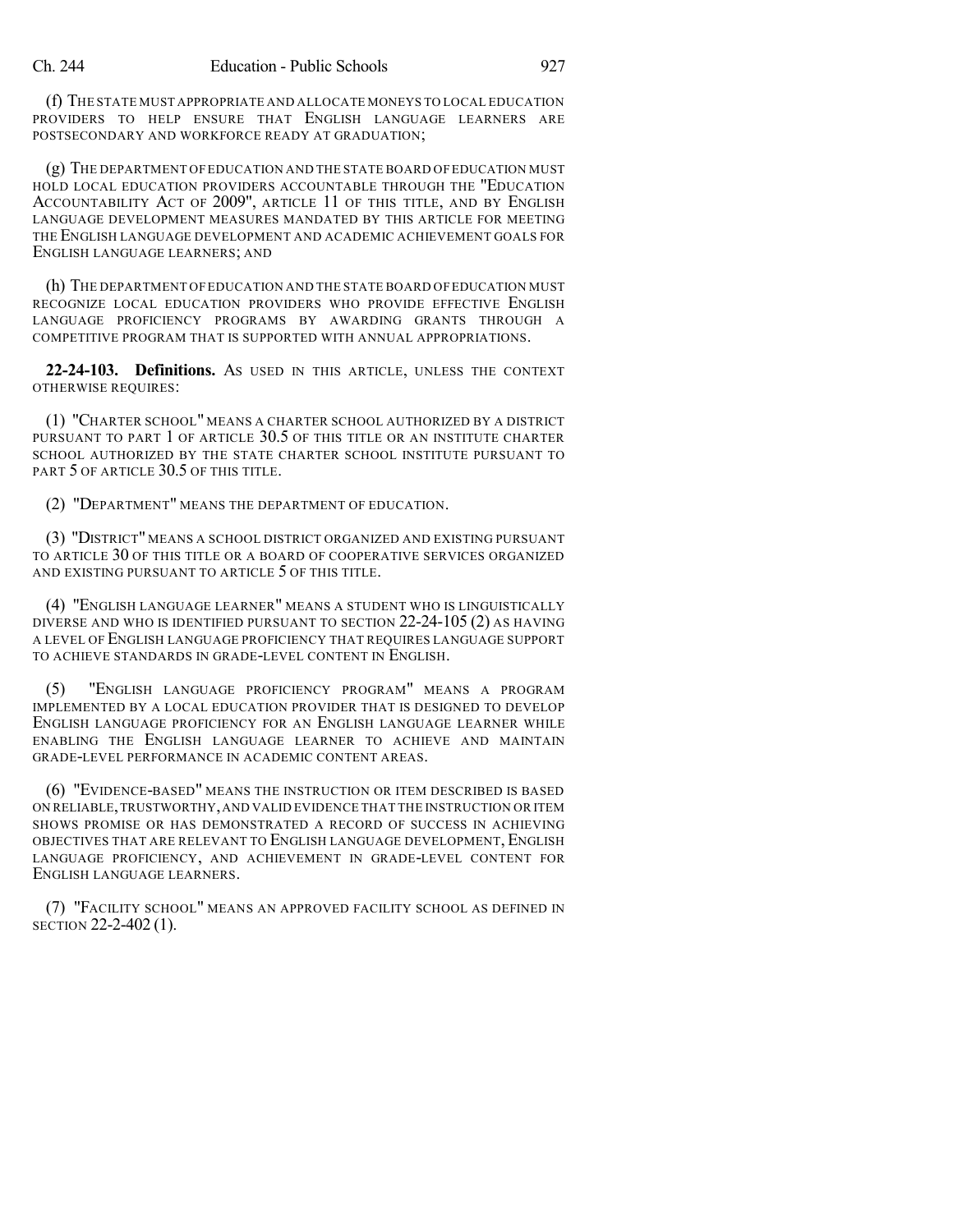(f) THE STATE MUST APPROPRIATE AND ALLOCATE MONEYS TO LOCAL EDUCATION PROVIDERS TO HELP ENSURE THAT ENGLISH LANGUAGE LEARNERS ARE POSTSECONDARY AND WORKFORCE READY AT GRADUATION;

(g) THE DEPARTMENT OF EDUCATION AND THE STATE BOARD OF EDUCATION MUST HOLD LOCAL EDUCATION PROVIDERS ACCOUNTABLE THROUGH THE "EDUCATION ACCOUNTABILITY ACT OF 2009", ARTICLE 11 OF THIS TITLE, AND BY ENGLISH LANGUAGE DEVELOPMENT MEASURES MANDATED BY THIS ARTICLE FOR MEETING THE ENGLISH LANGUAGE DEVELOPMENT AND ACADEMIC ACHIEVEMENT GOALS FOR ENGLISH LANGUAGE LEARNERS; AND

(h) THE DEPARTMENT OF EDUCATION AND THE STATE BOARD OF EDUCATION MUST RECOGNIZE LOCAL EDUCATION PROVIDERS WHO PROVIDE EFFECTIVE ENGLISH LANGUAGE PROFICIENCY PROGRAMS BY AWARDING GRANTS THROUGH A COMPETITIVE PROGRAM THAT IS SUPPORTED WITH ANNUAL APPROPRIATIONS.

**22-24-103. Definitions.** AS USED IN THIS ARTICLE, UNLESS THE CONTEXT OTHERWISE REQUIRES:

(1) "CHARTER SCHOOL" MEANS A CHARTER SCHOOL AUTHORIZED BY A DISTRICT PURSUANT TO PART 1 OF ARTICLE 30.5 OF THIS TITLE OR AN INSTITUTE CHARTER SCHOOL AUTHORIZED BY THE STATE CHARTER SCHOOL INSTITUTE PURSUANT TO PART 5 OF ARTICLE 30.5 OF THIS TITLE.

(2) "DEPARTMENT" MEANS THE DEPARTMENT OF EDUCATION.

(3) "DISTRICT" MEANS A SCHOOL DISTRICT ORGANIZED AND EXISTING PURSUANT TO ARTICLE 30 OF THIS TITLE OR A BOARD OF COOPERATIVE SERVICES ORGANIZED AND EXISTING PURSUANT TO ARTICLE 5 OF THIS TITLE.

(4) "ENGLISH LANGUAGE LEARNER" MEANS A STUDENT WHO IS LINGUISTICALLY DIVERSE AND WHO IS IDENTIFIED PURSUANT TO SECTION 22-24-105 (2) AS HAVING A LEVEL OF ENGLISH LANGUAGE PROFICIENCY THAT REQUIRES LANGUAGE SUPPORT TO ACHIEVE STANDARDS IN GRADE-LEVEL CONTENT IN ENGLISH.

(5) "ENGLISH LANGUAGE PROFICIENCY PROGRAM" MEANS A PROGRAM IMPLEMENTED BY A LOCAL EDUCATION PROVIDER THAT IS DESIGNED TO DEVELOP ENGLISH LANGUAGE PROFICIENCY FOR AN ENGLISH LANGUAGE LEARNER WHILE ENABLING THE ENGLISH LANGUAGE LEARNER TO ACHIEVE AND MAINTAIN GRADE-LEVEL PERFORMANCE IN ACADEMIC CONTENT AREAS.

(6) "EVIDENCE-BASED" MEANS THE INSTRUCTION OR ITEM DESCRIBED IS BASED ON RELIABLE, TRUSTWORTHY, AND VALID EVIDENCE THAT THE INSTRUCTION OR ITEM SHOWS PROMISE OR HAS DEMONSTRATED A RECORD OF SUCCESS IN ACHIEVING OBJECTIVES THAT ARE RELEVANT TO ENGLISH LANGUAGE DEVELOPMENT, ENGLISH LANGUAGE PROFICIENCY, AND ACHIEVEMENT IN GRADE-LEVEL CONTENT FOR ENGLISH LANGUAGE LEARNERS.

(7) "FACILITY SCHOOL" MEANS AN APPROVED FACILITY SCHOOL AS DEFINED IN SECTION 22-2-402 (1).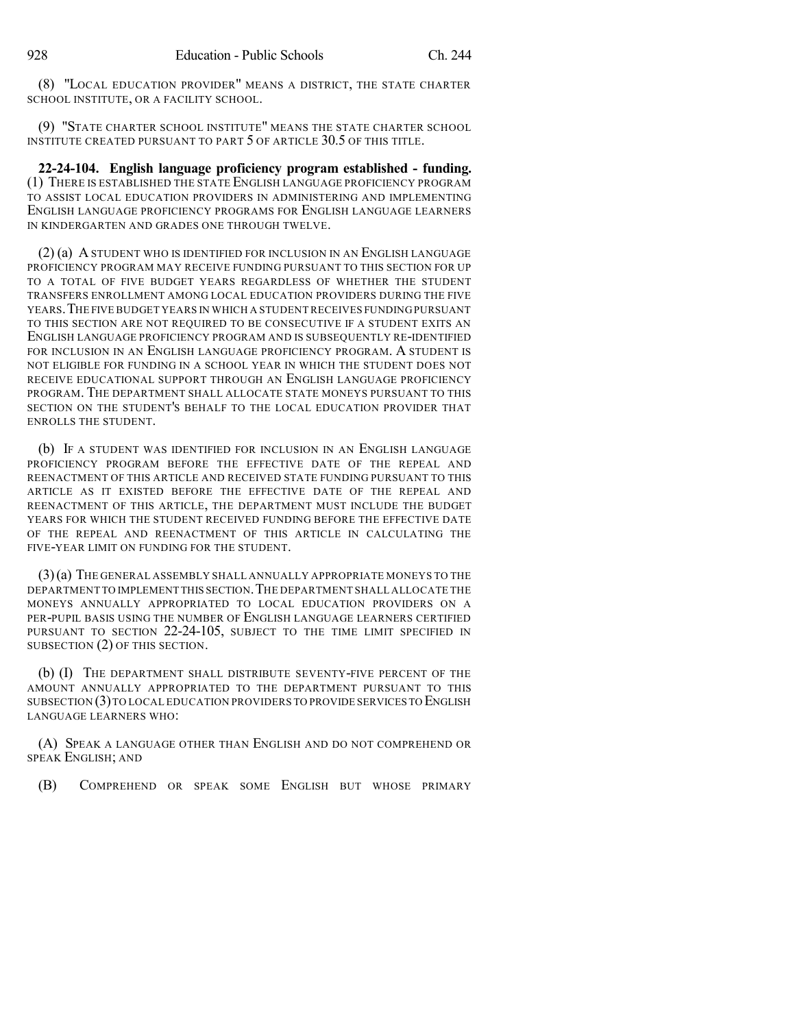(8) "LOCAL EDUCATION PROVIDER" MEANS A DISTRICT, THE STATE CHARTER SCHOOL INSTITUTE, OR A FACILITY SCHOOL.

(9) "STATE CHARTER SCHOOL INSTITUTE" MEANS THE STATE CHARTER SCHOOL INSTITUTE CREATED PURSUANT TO PART 5 OF ARTICLE 30.5 OF THIS TITLE.

**22-24-104. English language proficiency program established - funding.** (1) THERE IS ESTABLISHED THE STATE ENGLISH LANGUAGE PROFICIENCY PROGRAM TO ASSIST LOCAL EDUCATION PROVIDERS IN ADMINISTERING AND IMPLEMENTING ENGLISH LANGUAGE PROFICIENCY PROGRAMS FOR ENGLISH LANGUAGE LEARNERS IN KINDERGARTEN AND GRADES ONE THROUGH TWELVE.

(2) (a) A STUDENT WHO IS IDENTIFIED FOR INCLUSION IN AN ENGLISH LANGUAGE PROFICIENCY PROGRAM MAY RECEIVE FUNDING PURSUANT TO THIS SECTION FOR UP TO A TOTAL OF FIVE BUDGET YEARS REGARDLESS OF WHETHER THE STUDENT TRANSFERS ENROLLMENT AMONG LOCAL EDUCATION PROVIDERS DURING THE FIVE YEARS. THE FIVE BUDGET YEARS IN WHICH A STUDENT RECEIVES FUNDING PURSUANT TO THIS SECTION ARE NOT REQUIRED TO BE CONSECUTIVE IF A STUDENT EXITS AN ENGLISH LANGUAGE PROFICIENCY PROGRAM AND IS SUBSEQUENTLY RE-IDENTIFIED FOR INCLUSION IN AN ENGLISH LANGUAGE PROFICIENCY PROGRAM. A STUDENT IS NOT ELIGIBLE FOR FUNDING IN A SCHOOL YEAR IN WHICH THE STUDENT DOES NOT RECEIVE EDUCATIONAL SUPPORT THROUGH AN ENGLISH LANGUAGE PROFICIENCY PROGRAM. THE DEPARTMENT SHALL ALLOCATE STATE MONEYS PURSUANT TO THIS SECTION ON THE STUDENT'S BEHALF TO THE LOCAL EDUCATION PROVIDER THAT ENROLLS THE STUDENT.

(b) IF A STUDENT WAS IDENTIFIED FOR INCLUSION IN AN ENGLISH LANGUAGE PROFICIENCY PROGRAM BEFORE THE EFFECTIVE DATE OF THE REPEAL AND REENACTMENT OF THIS ARTICLE AND RECEIVED STATE FUNDING PURSUANT TO THIS ARTICLE AS IT EXISTED BEFORE THE EFFECTIVE DATE OF THE REPEAL AND REENACTMENT OF THIS ARTICLE, THE DEPARTMENT MUST INCLUDE THE BUDGET YEARS FOR WHICH THE STUDENT RECEIVED FUNDING BEFORE THE EFFECTIVE DATE OF THE REPEAL AND REENACTMENT OF THIS ARTICLE IN CALCULATING THE FIVE-YEAR LIMIT ON FUNDING FOR THE STUDENT.

(3) (a) THE GENERAL ASSEMBLY SHALL ANNUALLY APPROPRIATE MONEYS TO THE DEPARTMENT TO IMPLEMENT THIS SECTION. THE DEPARTMENT SHALL ALLOCATE THE MONEYS ANNUALLY APPROPRIATED TO LOCAL EDUCATION PROVIDERS ON A PER-PUPIL BASIS USING THE NUMBER OF ENGLISH LANGUAGE LEARNERS CERTIFIED PURSUANT TO SECTION 22-24-105, SUBJECT TO THE TIME LIMIT SPECIFIED IN SUBSECTION (2) OF THIS SECTION.

(b) (I) THE DEPARTMENT SHALL DISTRIBUTE SEVENTY-FIVE PERCENT OF THE AMOUNT ANNUALLY APPROPRIATED TO THE DEPARTMENT PURSUANT TO THIS SUBSECTION (3) TO LOCAL EDUCATION PROVIDERS TO PROVIDE SERVICES TO ENGLISH LANGUAGE LEARNERS WHO:

(A) SPEAK A LANGUAGE OTHER THAN ENGLISH AND DO NOT COMPREHEND OR SPEAK ENGLISH; AND

(B) COMPREHEND OR SPEAK SOME ENGLISH BUT WHOSE PRIMARY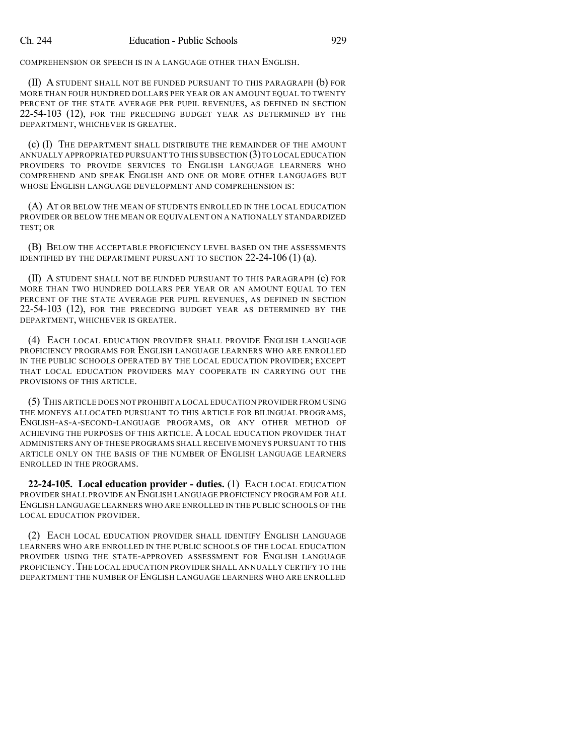COMPREHENSION OR SPEECH IS IN A LANGUAGE OTHER THAN ENGLISH.

(II) A STUDENT SHALL NOT BE FUNDED PURSUANT TO THIS PARAGRAPH (b) FOR MORE THAN FOUR HUNDRED DOLLARS PER YEAR OR AN AMOUNT EQUAL TO TWENTY PERCENT OF THE STATE AVERAGE PER PUPIL REVENUES, AS DEFINED IN SECTION 22-54-103 (12), FOR THE PRECEDING BUDGET YEAR AS DETERMINED BY THE DEPARTMENT, WHICHEVER IS GREATER.

(c) (I) THE DEPARTMENT SHALL DISTRIBUTE THE REMAINDER OF THE AMOUNT ANNUALLY APPROPRIATED PURSUANT TO THIS SUBSECTION (3) TO LOCAL EDUCATION PROVIDERS TO PROVIDE SERVICES TO ENGLISH LANGUAGE LEARNERS WHO COMPREHEND AND SPEAK ENGLISH AND ONE OR MORE OTHER LANGUAGES BUT WHOSE ENGLISH LANGUAGE DEVELOPMENT AND COMPREHENSION IS:

(A) AT OR BELOW THE MEAN OF STUDENTS ENROLLED IN THE LOCAL EDUCATION PROVIDER OR BELOW THE MEAN OR EQUIVALENT ON A NATIONALLY STANDARDIZED TEST; OR

(B) BELOW THE ACCEPTABLE PROFICIENCY LEVEL BASED ON THE ASSESSMENTS IDENTIFIED BY THE DEPARTMENT PURSUANT TO SECTION 22-24-106 (1) (a).

(II) A STUDENT SHALL NOT BE FUNDED PURSUANT TO THIS PARAGRAPH (c) FOR MORE THAN TWO HUNDRED DOLLARS PER YEAR OR AN AMOUNT EQUAL TO TEN PERCENT OF THE STATE AVERAGE PER PUPIL REVENUES, AS DEFINED IN SECTION 22-54-103 (12), FOR THE PRECEDING BUDGET YEAR AS DETERMINED BY THE DEPARTMENT, WHICHEVER IS GREATER.

(4) EACH LOCAL EDUCATION PROVIDER SHALL PROVIDE ENGLISH LANGUAGE PROFICIENCY PROGRAMS FOR ENGLISH LANGUAGE LEARNERS WHO ARE ENROLLED IN THE PUBLIC SCHOOLS OPERATED BY THE LOCAL EDUCATION PROVIDER; EXCEPT THAT LOCAL EDUCATION PROVIDERS MAY COOPERATE IN CARRYING OUT THE PROVISIONS OF THIS ARTICLE.

(5) THIS ARTICLE DOES NOT PROHIBIT A LOCAL EDUCATION PROVIDER FROM USING THE MONEYS ALLOCATED PURSUANT TO THIS ARTICLE FOR BILINGUAL PROGRAMS, ENGLISH-AS-A-SECOND-LANGUAGE PROGRAMS, OR ANY OTHER METHOD OF ACHIEVING THE PURPOSES OF THIS ARTICLE. A LOCAL EDUCATION PROVIDER THAT ADMINISTERS ANY OF THESE PROGRAMS SHALL RECEIVE MONEYS PURSUANT TO THIS ARTICLE ONLY ON THE BASIS OF THE NUMBER OF ENGLISH LANGUAGE LEARNERS ENROLLED IN THE PROGRAMS.

**22-24-105. Local education provider - duties.** (1) EACH LOCAL EDUCATION PROVIDER SHALL PROVIDE AN ENGLISH LANGUAGE PROFICIENCY PROGRAM FOR ALL ENGLISH LANGUAGE LEARNERS WHO ARE ENROLLED IN THE PUBLIC SCHOOLS OF THE LOCAL EDUCATION PROVIDER.

(2) EACH LOCAL EDUCATION PROVIDER SHALL IDENTIFY ENGLISH LANGUAGE LEARNERS WHO ARE ENROLLED IN THE PUBLIC SCHOOLS OF THE LOCAL EDUCATION PROVIDER USING THE STATE-APPROVED ASSESSMENT FOR ENGLISH LANGUAGE PROFICIENCY. THE LOCAL EDUCATION PROVIDER SHALL ANNUALLY CERTIFY TO THE DEPARTMENT THE NUMBER OF ENGLISH LANGUAGE LEARNERS WHO ARE ENROLLED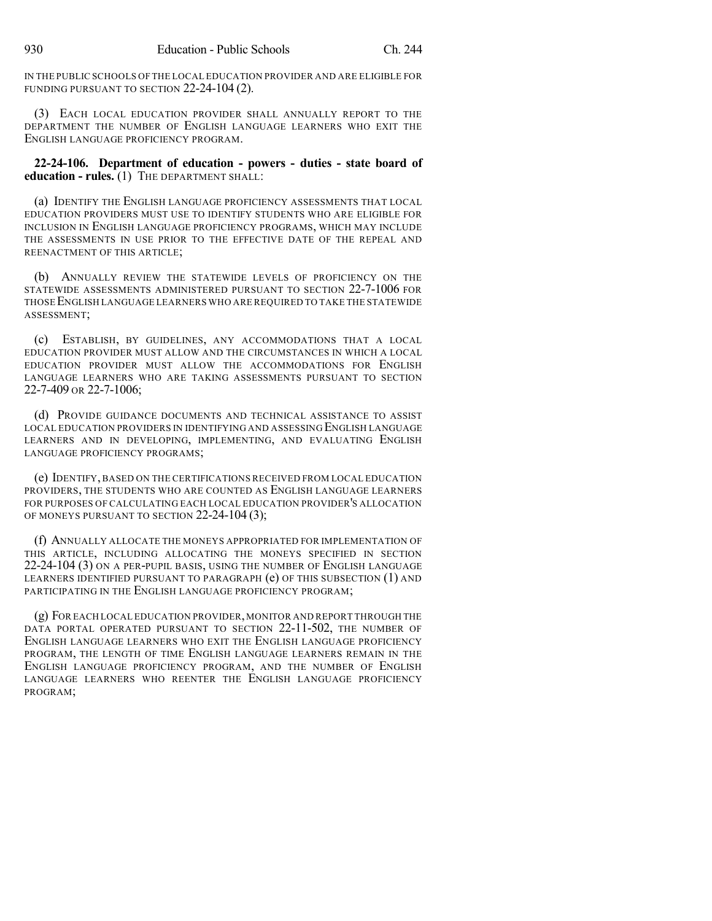IN THE PUBLIC SCHOOLS OF THE LOCAL EDUCATION PROVIDER AND ARE ELIGIBLE FOR FUNDING PURSUANT TO SECTION 22-24-104 (2).

(3) EACH LOCAL EDUCATION PROVIDER SHALL ANNUALLY REPORT TO THE DEPARTMENT THE NUMBER OF ENGLISH LANGUAGE LEARNERS WHO EXIT THE ENGLISH LANGUAGE PROFICIENCY PROGRAM.

**22-24-106. Department of education - powers - duties - state board of education - rules.** (1) THE DEPARTMENT SHALL:

(a) IDENTIFY THE ENGLISH LANGUAGE PROFICIENCY ASSESSMENTS THAT LOCAL EDUCATION PROVIDERS MUST USE TO IDENTIFY STUDENTS WHO ARE ELIGIBLE FOR INCLUSION IN ENGLISH LANGUAGE PROFICIENCY PROGRAMS, WHICH MAY INCLUDE THE ASSESSMENTS IN USE PRIOR TO THE EFFECTIVE DATE OF THE REPEAL AND REENACTMENT OF THIS ARTICLE;

(b) ANNUALLY REVIEW THE STATEWIDE LEVELS OF PROFICIENCY ON THE STATEWIDE ASSESSMENTS ADMINISTERED PURSUANT TO SECTION 22-7-1006 FOR THOSE ENGLISH LANGUAGE LEARNERS WHO ARE REQUIRED TO TAKE THE STATEWIDE ASSESSMENT;

(c) ESTABLISH, BY GUIDELINES, ANY ACCOMMODATIONS THAT A LOCAL EDUCATION PROVIDER MUST ALLOW AND THE CIRCUMSTANCES IN WHICH A LOCAL EDUCATION PROVIDER MUST ALLOW THE ACCOMMODATIONS FOR ENGLISH LANGUAGE LEARNERS WHO ARE TAKING ASSESSMENTS PURSUANT TO SECTION 22-7-409 OR 22-7-1006;

(d) PROVIDE GUIDANCE DOCUMENTS AND TECHNICAL ASSISTANCE TO ASSIST LOCAL EDUCATION PROVIDERS IN IDENTIFYING AND ASSESSING ENGLISH LANGUAGE LEARNERS AND IN DEVELOPING, IMPLEMENTING, AND EVALUATING ENGLISH LANGUAGE PROFICIENCY PROGRAMS;

(e) IDENTIFY, BASED ON THE CERTIFICATIONS RECEIVED FROM LOCAL EDUCATION PROVIDERS, THE STUDENTS WHO ARE COUNTED AS ENGLISH LANGUAGE LEARNERS FOR PURPOSES OF CALCULATING EACH LOCAL EDUCATION PROVIDER'S ALLOCATION OF MONEYS PURSUANT TO SECTION 22-24-104 (3);

(f) ANNUALLY ALLOCATE THE MONEYS APPROPRIATED FOR IMPLEMENTATION OF THIS ARTICLE, INCLUDING ALLOCATING THE MONEYS SPECIFIED IN SECTION 22-24-104 (3) ON A PER-PUPIL BASIS, USING THE NUMBER OF ENGLISH LANGUAGE LEARNERS IDENTIFIED PURSUANT TO PARAGRAPH (e) OF THIS SUBSECTION (1) AND PARTICIPATING IN THE ENGLISH LANGUAGE PROFICIENCY PROGRAM;

(g) FOR EACH LOCAL EDUCATION PROVIDER, MONITOR AND REPORT THROUGH THE DATA PORTAL OPERATED PURSUANT TO SECTION 22-11-502, THE NUMBER OF ENGLISH LANGUAGE LEARNERS WHO EXIT THE ENGLISH LANGUAGE PROFICIENCY PROGRAM, THE LENGTH OF TIME ENGLISH LANGUAGE LEARNERS REMAIN IN THE ENGLISH LANGUAGE PROFICIENCY PROGRAM, AND THE NUMBER OF ENGLISH LANGUAGE LEARNERS WHO REENTER THE ENGLISH LANGUAGE PROFICIENCY PROGRAM;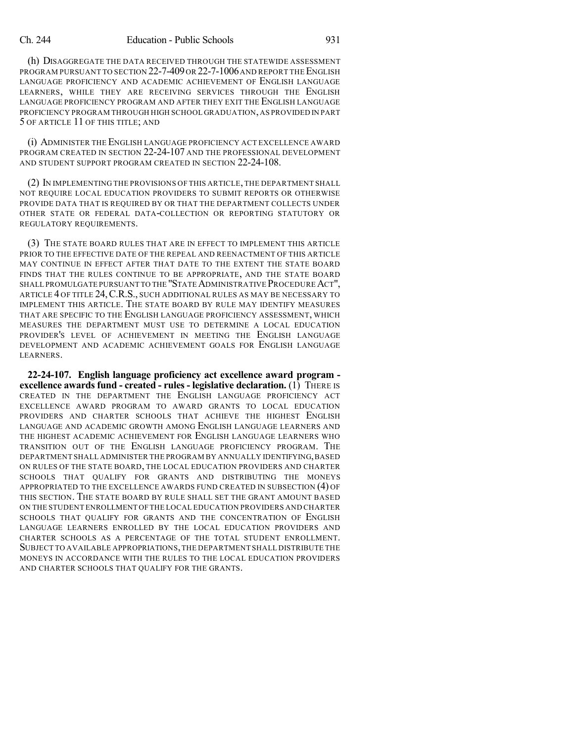(h) DISAGGREGATE THE DATA RECEIVED THROUGH THE STATEWIDE ASSESSMENT PROGRAM PURSUANT TO SECTION 22-7-409 OR 22-7-1006 AND REPORT THE ENGLISH LANGUAGE PROFICIENCY AND ACADEMIC ACHIEVEMENT OF ENGLISH LANGUAGE LEARNERS, WHILE THEY ARE RECEIVING SERVICES THROUGH THE ENGLISH LANGUAGE PROFICIENCY PROGRAM AND AFTER THEY EXIT THE ENGLISH LANGUAGE PROFICIENCY PROGRAM THROUGH HIGH SCHOOL GRADUATION, AS PROVIDED IN PART 5 OF ARTICLE 11 OF THIS TITLE; AND

(i) ADMINISTER THE ENGLISH LANGUAGE PROFICIENCY ACT EXCELLENCE AWARD PROGRAM CREATED IN SECTION 22-24-107 AND THE PROFESSIONAL DEVELOPMENT AND STUDENT SUPPORT PROGRAM CREATED IN SECTION 22-24-108.

(2) IN IMPLEMENTING THE PROVISIONS OF THIS ARTICLE, THE DEPARTMENT SHALL NOT REQUIRE LOCAL EDUCATION PROVIDERS TO SUBMIT REPORTS OR OTHERWISE PROVIDE DATA THAT IS REQUIRED BY OR THAT THE DEPARTMENT COLLECTS UNDER OTHER STATE OR FEDERAL DATA-COLLECTION OR REPORTING STATUTORY OR REGULATORY REQUIREMENTS.

(3) THE STATE BOARD RULES THAT ARE IN EFFECT TO IMPLEMENT THIS ARTICLE PRIOR TO THE EFFECTIVE DATE OF THE REPEAL AND REENACTMENT OF THIS ARTICLE MAY CONTINUE IN EFFECT AFTER THAT DATE TO THE EXTENT THE STATE BOARD FINDS THAT THE RULES CONTINUE TO BE APPROPRIATE, AND THE STATE BOARD SHALL PROMULGATE PURSUANT TO THE "STATE ADMINISTRATIVE PROCEDURE ACT", ARTICLE 4 OF TITLE 24, C.R.S., SUCH ADDITIONAL RULES AS MAY BE NECESSARY TO IMPLEMENT THIS ARTICLE. THE STATE BOARD BY RULE MAY IDENTIFY MEASURES THAT ARE SPECIFIC TO THE ENGLISH LANGUAGE PROFICIENCY ASSESSMENT, WHICH MEASURES THE DEPARTMENT MUST USE TO DETERMINE A LOCAL EDUCATION PROVIDER'S LEVEL OF ACHIEVEMENT IN MEETING THE ENGLISH LANGUAGE DEVELOPMENT AND ACADEMIC ACHIEVEMENT GOALS FOR ENGLISH LANGUAGE LEARNERS.

**22-24-107. English language proficiency act excellence award program - excellence awards fund - created - rules - legislative declaration.** (1) THERE IS CREATED IN THE DEPARTMENT THE ENGLISH LANGUAGE PROFICIENCY ACT EXCELLENCE AWARD PROGRAM TO AWARD GRANTS TO LOCAL EDUCATION PROVIDERS AND CHARTER SCHOOLS THAT ACHIEVE THE HIGHEST ENGLISH LANGUAGE AND ACADEMIC GROWTH AMONG ENGLISH LANGUAGE LEARNERS AND THE HIGHEST ACADEMIC ACHIEVEMENT FOR ENGLISH LANGUAGE LEARNERS WHO TRANSITION OUT OF THE ENGLISH LANGUAGE PROFICIENCY PROGRAM. THE DEPARTMENT SHALL ADMINISTER THE PROGRAM BY ANNUALLY IDENTIFYING, BASED ON RULES OF THE STATE BOARD, THE LOCAL EDUCATION PROVIDERS AND CHARTER SCHOOLS THAT QUALIFY FOR GRANTS AND DISTRIBUTING THE MONEYS APPROPRIATED TO THE EXCELLENCE AWARDS FUND CREATED IN SUBSECTION (4) OF THIS SECTION. THE STATE BOARD BY RULE SHALL SET THE GRANT AMOUNT BASED ON THE STUDENT ENROLLMENT OF THE LOCAL EDUCATION PROVIDERS AND CHARTER SCHOOLS THAT QUALIFY FOR GRANTS AND THE CONCENTRATION OF ENGLISH LANGUAGE LEARNERS ENROLLED BY THE LOCAL EDUCATION PROVIDERS AND CHARTER SCHOOLS AS A PERCENTAGE OF THE TOTAL STUDENT ENROLLMENT. SUBJECT TO AVAILABLE APPROPRIATIONS, THE DEPARTMENT SHALL DISTRIBUTE THE MONEYS IN ACCORDANCE WITH THE RULES TO THE LOCAL EDUCATION PROVIDERS AND CHARTER SCHOOLS THAT QUALIFY FOR THE GRANTS.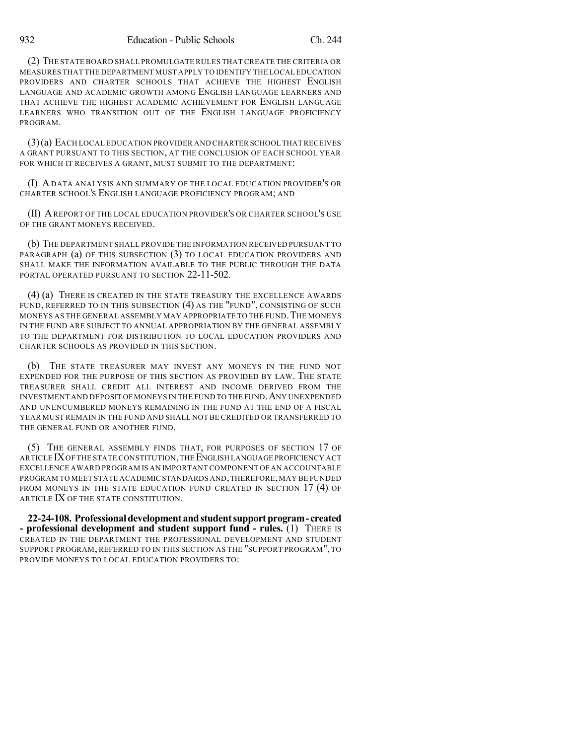(2) THE STATE BOARD SHALL PROMULGATE RULES THAT CREATE THE CRITERIA OR MEASURES THAT THE DEPARTMENT MUST APPLY TO IDENTIFY THE LOCAL EDUCATION PROVIDERS AND CHARTER SCHOOLS THAT ACHIEVE THE HIGHEST ENGLISH LANGUAGE AND ACADEMIC GROWTH AMONG ENGLISH LANGUAGE LEARNERS AND THAT ACHIEVE THE HIGHEST ACADEMIC ACHIEVEMENT FOR ENGLISH LANGUAGE LEARNERS WHO TRANSITION OUT OF THE ENGLISH LANGUAGE PROFICIENCY PROGRAM.

(3) (a) EACH LOCAL EDUCATION PROVIDER AND CHARTER SCHOOL THAT RECEIVES A GRANT PURSUANT TO THIS SECTION, AT THE CONCLUSION OF EACH SCHOOL YEAR FOR WHICH IT RECEIVES A GRANT, MUST SUBMIT TO THE DEPARTMENT:

(I) A DATA ANALYSIS AND SUMMARY OF THE LOCAL EDUCATION PROVIDER'S OR CHARTER SCHOOL'S ENGLISH LANGUAGE PROFICIENCY PROGRAM; AND

(II) A REPORT OF THE LOCAL EDUCATION PROVIDER'S OR CHARTER SCHOOL'S USE OF THE GRANT MONEYS RECEIVED.

(b) THE DEPARTMENT SHALL PROVIDE THE INFORMATION RECEIVED PURSUANT TO PARAGRAPH (a) OF THIS SUBSECTION (3) TO LOCAL EDUCATION PROVIDERS AND SHALL MAKE THE INFORMATION AVAILABLE TO THE PUBLIC THROUGH THE DATA PORTAL OPERATED PURSUANT TO SECTION 22-11-502.

(4) (a) THERE IS CREATED IN THE STATE TREASURY THE EXCELLENCE AWARDS FUND, REFERRED TO IN THIS SUBSECTION (4) AS THE "FUND", CONSISTING OF SUCH MONEYS AS THE GENERAL ASSEMBLY MAY APPROPRIATE TO THE FUND. THE MONEYS IN THE FUND ARE SUBJECT TO ANNUAL APPROPRIATION BY THE GENERAL ASSEMBLY TO THE DEPARTMENT FOR DISTRIBUTION TO LOCAL EDUCATION PROVIDERS AND CHARTER SCHOOLS AS PROVIDED IN THIS SECTION.

(b) THE STATE TREASURER MAY INVEST ANY MONEYS IN THE FUND NOT EXPENDED FOR THE PURPOSE OF THIS SECTION AS PROVIDED BY LAW. THE STATE TREASURER SHALL CREDIT ALL INTEREST AND INCOME DERIVED FROM THE INVESTMENT AND DEPOSIT OF MONEYS IN THE FUND TO THE FUND. ANY UNEXPENDED AND UNENCUMBERED MONEYS REMAINING IN THE FUND AT THE END OF A FISCAL YEAR MUST REMAIN IN THE FUND AND SHALL NOT BE CREDITED OR TRANSFERRED TO THE GENERAL FUND OR ANOTHER FUND.

(5) THE GENERAL ASSEMBLY FINDS THAT, FOR PURPOSES OF SECTION 17 OF ARTICLE IX OF THE STATE CONSTITUTION, THE ENGLISH LANGUAGE PROFICIENCY ACT EXCELLENCE AWARD PROGRAM IS AN IMPORTANT COMPONENT OF AN ACCOUNTABLE PROGRAM TO MEET STATE ACADEMIC STANDARDS AND, THEREFORE, MAY BE FUNDED FROM MONEYS IN THE STATE EDUCATION FUND CREATED IN SECTION 17 (4) OF ARTICLE IX OF THE STATE CONSTITUTION.

**22-24-108. Professional development and student support program - created - professional development and student support fund - rules.** (1) THERE IS CREATED IN THE DEPARTMENT THE PROFESSIONAL DEVELOPMENT AND STUDENT SUPPORT PROGRAM, REFERRED TO IN THIS SECTION AS THE "SUPPORT PROGRAM", TO PROVIDE MONEYS TO LOCAL EDUCATION PROVIDERS TO: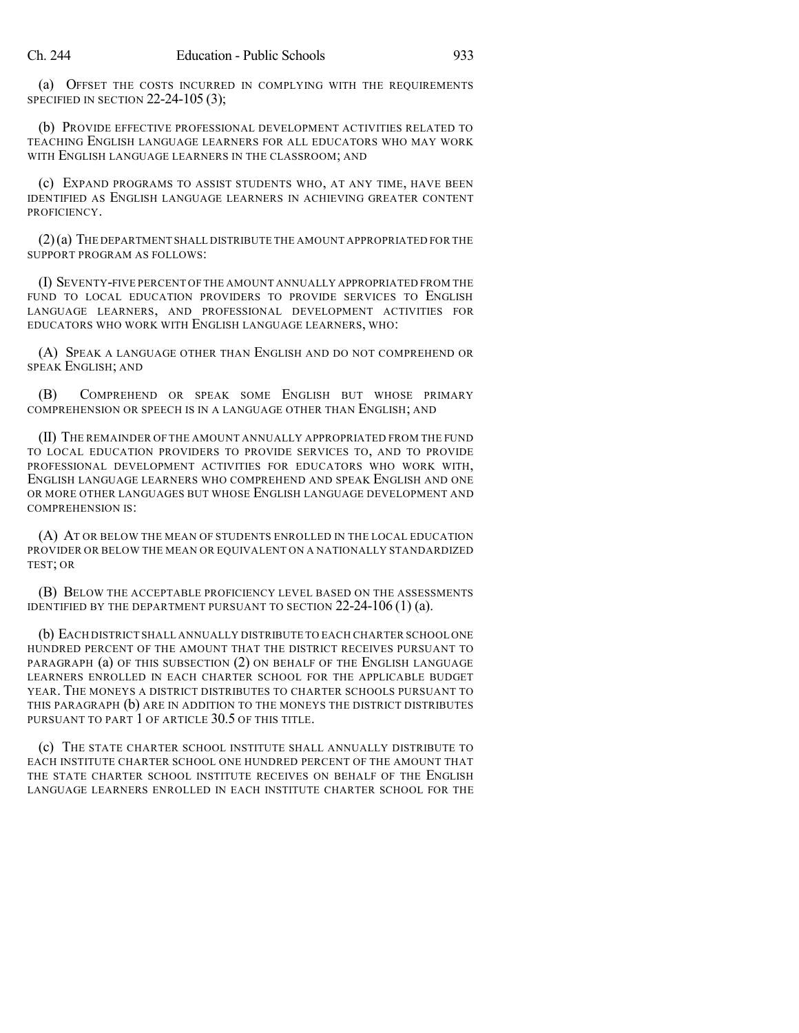(a) OFFSET THE COSTS INCURRED IN COMPLYING WITH THE REQUIREMENTS SPECIFIED IN SECTION 22-24-105 (3);

(b) PROVIDE EFFECTIVE PROFESSIONAL DEVELOPMENT ACTIVITIES RELATED TO TEACHING ENGLISH LANGUAGE LEARNERS FOR ALL EDUCATORS WHO MAY WORK WITH ENGLISH LANGUAGE LEARNERS IN THE CLASSROOM; AND

(c) EXPAND PROGRAMS TO ASSIST STUDENTS WHO, AT ANY TIME, HAVE BEEN IDENTIFIED AS ENGLISH LANGUAGE LEARNERS IN ACHIEVING GREATER CONTENT PROFICIENCY.

(2) (a) THE DEPARTMENT SHALL DISTRIBUTE THE AMOUNT APPROPRIATED FOR THE SUPPORT PROGRAM AS FOLLOWS:

(I) SEVENTY-FIVE PERCENT OF THE AMOUNT ANNUALLY APPROPRIATED FROM THE FUND TO LOCAL EDUCATION PROVIDERS TO PROVIDE SERVICES TO ENGLISH LANGUAGE LEARNERS, AND PROFESSIONAL DEVELOPMENT ACTIVITIES FOR EDUCATORS WHO WORK WITH ENGLISH LANGUAGE LEARNERS, WHO:

(A) SPEAK A LANGUAGE OTHER THAN ENGLISH AND DO NOT COMPREHEND OR SPEAK ENGLISH; AND

(B) COMPREHEND OR SPEAK SOME ENGLISH BUT WHOSE PRIMARY COMPREHENSION OR SPEECH IS IN A LANGUAGE OTHER THAN ENGLISH; AND

(II) THE REMAINDER OF THE AMOUNT ANNUALLY APPROPRIATED FROM THE FUND TO LOCAL EDUCATION PROVIDERS TO PROVIDE SERVICES TO, AND TO PROVIDE PROFESSIONAL DEVELOPMENT ACTIVITIES FOR EDUCATORS WHO WORK WITH, ENGLISH LANGUAGE LEARNERS WHO COMPREHEND AND SPEAK ENGLISH AND ONE OR MORE OTHER LANGUAGES BUT WHOSE ENGLISH LANGUAGE DEVELOPMENT AND COMPREHENSION IS:

(A) AT OR BELOW THE MEAN OF STUDENTS ENROLLED IN THE LOCAL EDUCATION PROVIDER OR BELOW THE MEAN OR EQUIVALENT ON A NATIONALLY STANDARDIZED TEST; OR

(B) BELOW THE ACCEPTABLE PROFICIENCY LEVEL BASED ON THE ASSESSMENTS IDENTIFIED BY THE DEPARTMENT PURSUANT TO SECTION 22-24-106 (1) (a).

(b) EACH DISTRICT SHALL ANNUALLY DISTRIBUTE TO EACH CHARTER SCHOOL ONE HUNDRED PERCENT OF THE AMOUNT THAT THE DISTRICT RECEIVES PURSUANT TO PARAGRAPH (a) OF THIS SUBSECTION (2) ON BEHALF OF THE ENGLISH LANGUAGE LEARNERS ENROLLED IN EACH CHARTER SCHOOL FOR THE APPLICABLE BUDGET YEAR. THE MONEYS A DISTRICT DISTRIBUTES TO CHARTER SCHOOLS PURSUANT TO THIS PARAGRAPH (b) ARE IN ADDITION TO THE MONEYS THE DISTRICT DISTRIBUTES PURSUANT TO PART 1 OF ARTICLE 30.5 OF THIS TITLE.

(c) THE STATE CHARTER SCHOOL INSTITUTE SHALL ANNUALLY DISTRIBUTE TO EACH INSTITUTE CHARTER SCHOOL ONE HUNDRED PERCENT OF THE AMOUNT THAT THE STATE CHARTER SCHOOL INSTITUTE RECEIVES ON BEHALF OF THE ENGLISH LANGUAGE LEARNERS ENROLLED IN EACH INSTITUTE CHARTER SCHOOL FOR THE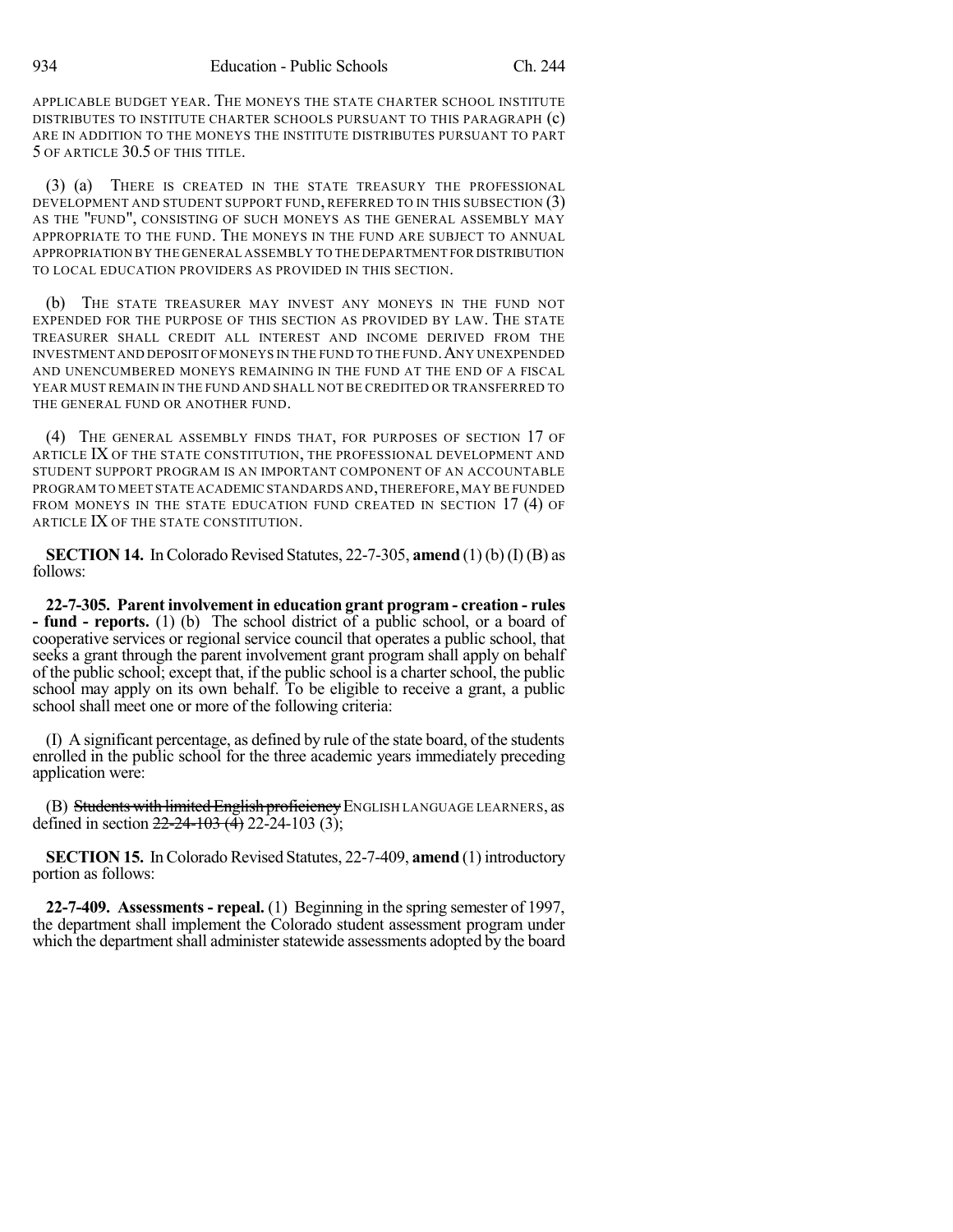APPLICABLE BUDGET YEAR. THE MONEYS THE STATE CHARTER SCHOOL INSTITUTE DISTRIBUTES TO INSTITUTE CHARTER SCHOOLS PURSUANT TO THIS PARAGRAPH (c) ARE IN ADDITION TO THE MONEYS THE INSTITUTE DISTRIBUTES PURSUANT TO PART 5 OF ARTICLE 30.5 OF THIS TITLE.

(3) (a) THERE IS CREATED IN THE STATE TREASURY THE PROFESSIONAL DEVELOPMENT AND STUDENT SUPPORT FUND, REFERRED TO IN THIS SUBSECTION (3) AS THE "FUND", CONSISTING OF SUCH MONEYS AS THE GENERAL ASSEMBLY MAY APPROPRIATE TO THE FUND. THE MONEYS IN THE FUND ARE SUBJECT TO ANNUAL APPROPRIATION BY THE GENERAL ASSEMBLY TO THE DEPARTMENT FOR DISTRIBUTION TO LOCAL EDUCATION PROVIDERS AS PROVIDED IN THIS SECTION.

(b) THE STATE TREASURER MAY INVEST ANY MONEYS IN THE FUND NOT EXPENDED FOR THE PURPOSE OF THIS SECTION AS PROVIDED BY LAW. THE STATE TREASURER SHALL CREDIT ALL INTEREST AND INCOME DERIVED FROM THE INVESTMENT AND DEPOSIT OF MONEYS IN THE FUND TO THE FUND. ANY UNEXPENDED AND UNENCUMBERED MONEYS REMAINING IN THE FUND AT THE END OF A FISCAL YEAR MUST REMAIN IN THE FUND AND SHALL NOT BE CREDITED OR TRANSFERRED TO THE GENERAL FUND OR ANOTHER FUND.

(4) THE GENERAL ASSEMBLY FINDS THAT, FOR PURPOSES OF SECTION 17 OF ARTICLE IX OF THE STATE CONSTITUTION, THE PROFESSIONAL DEVELOPMENT AND STUDENT SUPPORT PROGRAM IS AN IMPORTANT COMPONENT OF AN ACCOUNTABLE PROGRAM TO MEET STATE ACADEMIC STANDARDS AND, THEREFORE, MAY BE FUNDED FROM MONEYS IN THE STATE EDUCATION FUND CREATED IN SECTION 17 (4) OF ARTICLE IX OF THE STATE CONSTITUTION.

**SECTION 14.** In Colorado Revised Statutes, 22-7-305, **amend** (1) (b) (I) (B) as follows:

**22-7-305. Parent involvement in education grant program - creation - rules - fund - reports.** (1) (b) The school district of a public school, or a board of cooperative services or regional service council that operates a public school, that seeks a grant through the parent involvement grant program shall apply on behalf of the public school; except that, if the public school is a charter school, the public school may apply on its own behalf. To be eligible to receive a grant, a public school shall meet one or more of the following criteria:

(I) A significant percentage, as defined by rule of the state board, of the students enrolled in the public school for the three academic years immediately preceding application were:

(B) ~~Students with limited English proficiency~~ ENGLISH LANGUAGE LEARNERS, as defined in section ~~22-24-103 (4)~~ 22-24-103 (3);

**SECTION 15.** In Colorado Revised Statutes, 22-7-409, **amend** (1) introductory portion as follows:

**22-7-409. Assessments - repeal.** (1) Beginning in the spring semester of 1997, the department shall implement the Colorado student assessment program under which the department shall administer statewide assessments adopted by the board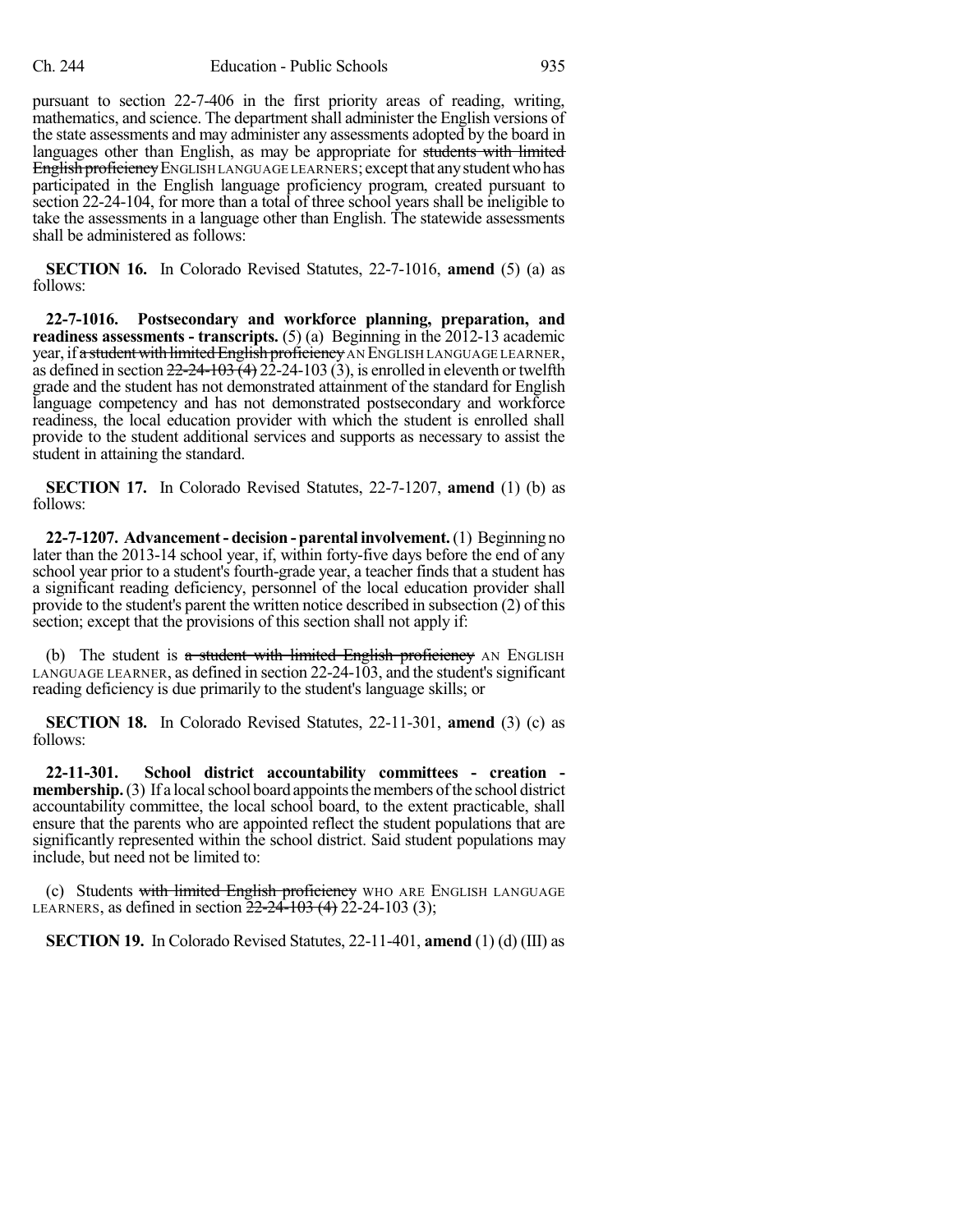pursuant to section 22-7-406 in the first priority areas of reading, writing, mathematics, and science. The department shall administer the English versions of the state assessments and may administer any assessments adopted by the board in languages other than English, as may be appropriate for ~~students with limited English proficiency~~ ENGLISH LANGUAGE LEARNERS; except that any student who has participated in the English language proficiency program, created pursuant to section 22-24-104, for more than a total of three school years shall be ineligible to take the assessments in a language other than English. The statewide assessments shall be administered as follows:

**SECTION 16.** In Colorado Revised Statutes, 22-7-1016, **amend** (5) (a) as follows:

**22-7-1016. Postsecondary and workforce planning, preparation, and readiness assessments - transcripts.** (5) (a) Beginning in the 2012-13 academic year, if ~~a student with limited English proficiency~~ AN ENGLISH LANGUAGE LEARNER, as defined in section ~~22-24-103 (4)~~ 22-24-103 (3), is enrolled in eleventh or twelfth grade and the student has not demonstrated attainment of the standard for English language competency and has not demonstrated postsecondary and workforce readiness, the local education provider with which the student is enrolled shall provide to the student additional services and supports as necessary to assist the student in attaining the standard.

**SECTION 17.** In Colorado Revised Statutes, 22-7-1207, **amend** (1) (b) as follows:

**22-7-1207. Advancement - decision - parental involvement.** (1) Beginning no later than the 2013-14 school year, if, within forty-five days before the end of any school year prior to a student's fourth-grade year, a teacher finds that a student has a significant reading deficiency, personnel of the local education provider shall provide to the student's parent the written notice described in subsection (2) of this section; except that the provisions of this section shall not apply if:

(b) The student is ~~a student with limited English proficiency~~ AN ENGLISH LANGUAGE LEARNER, as defined in section 22-24-103, and the student's significant reading deficiency is due primarily to the student's language skills; or

**SECTION 18.** In Colorado Revised Statutes, 22-11-301, **amend** (3) (c) as follows:

**22-11-301. School district accountability committees - creation - membership.** (3) If a local school board appoints the members of the school district accountability committee, the local school board, to the extent practicable, shall ensure that the parents who are appointed reflect the student populations that are significantly represented within the school district. Said student populations may include, but need not be limited to:

(c) Students ~~with limited English proficiency~~ WHO ARE ENGLISH LANGUAGE LEARNERS, as defined in section ~~22-24-103 (4)~~ 22-24-103 (3);

**SECTION 19.** In Colorado Revised Statutes, 22-11-401, **amend** (1) (d) (III) as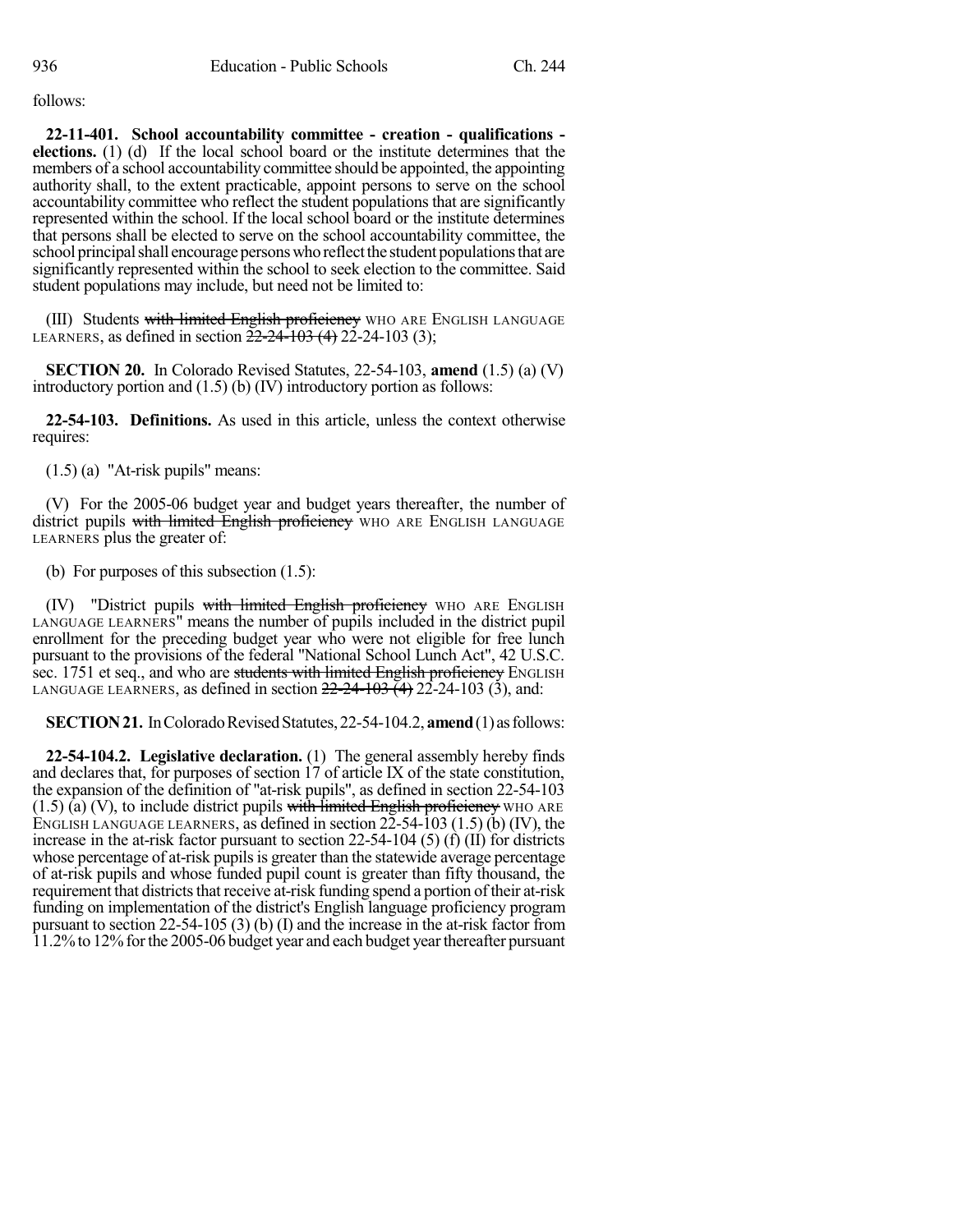follows:

**22-11-401. School accountability committee - creation - qualifications - elections.** (1) (d) If the local school board or the institute determines that the members of a school accountability committee should be appointed, the appointing authority shall, to the extent practicable, appoint persons to serve on the school accountability committee who reflect the student populations that are significantly represented within the school. If the local school board or the institute determines that persons shall be elected to serve on the school accountability committee, the school principal shall encourage persons who reflect the student populations that are significantly represented within the school to seek election to the committee. Said student populations may include, but need not be limited to:

(III) Students ~~with limited English proficiency~~ WHO ARE ENGLISH LANGUAGE LEARNERS, as defined in section ~~22-24-103 (4)~~ 22-24-103 (3);

**SECTION 20.** In Colorado Revised Statutes, 22-54-103, **amend** (1.5) (a) (V) introductory portion and (1.5) (b) (IV) introductory portion as follows:

**22-54-103. Definitions.** As used in this article, unless the context otherwise requires:

(1.5) (a) "At-risk pupils" means:

(V) For the 2005-06 budget year and budget years thereafter, the number of district pupils ~~with limited English proficiency~~ WHO ARE ENGLISH LANGUAGE LEARNERS plus the greater of:

(b) For purposes of this subsection (1.5):

(IV) "District pupils ~~with limited English proficiency~~ WHO ARE ENGLISH LANGUAGE LEARNERS" means the number of pupils included in the district pupil enrollment for the preceding budget year who were not eligible for free lunch pursuant to the provisions of the federal "National School Lunch Act", 42 U.S.C. sec. 1751 et seq., and who are ~~students with limited English proficiency~~ ENGLISH LANGUAGE LEARNERS, as defined in section ~~22-24-103 (4)~~ 22-24-103 (3), and:

**SECTION 21.** In Colorado Revised Statutes, 22-54-104.2, **amend** (1) as follows:

**22-54-104.2. Legislative declaration.** (1) The general assembly hereby finds and declares that, for purposes of section 17 of article IX of the state constitution, the expansion of the definition of "at-risk pupils", as defined in section 22-54-103 (1.5) (a) (V), to include district pupils ~~with limited English proficiency~~ WHO ARE ENGLISH LANGUAGE LEARNERS, as defined in section 22-54-103 (1.5) (b) (IV), the increase in the at-risk factor pursuant to section 22-54-104 (5) (f) (II) for districts whose percentage of at-risk pupils is greater than the statewide average percentage of at-risk pupils and whose funded pupil count is greater than fifty thousand, the requirement that districts that receive at-risk funding spend a portion of their at-risk funding on implementation of the district's English language proficiency program pursuant to section 22-54-105 (3) (b) (I) and the increase in the at-risk factor from 11.2% to 12% for the 2005-06 budget year and each budget year thereafter pursuant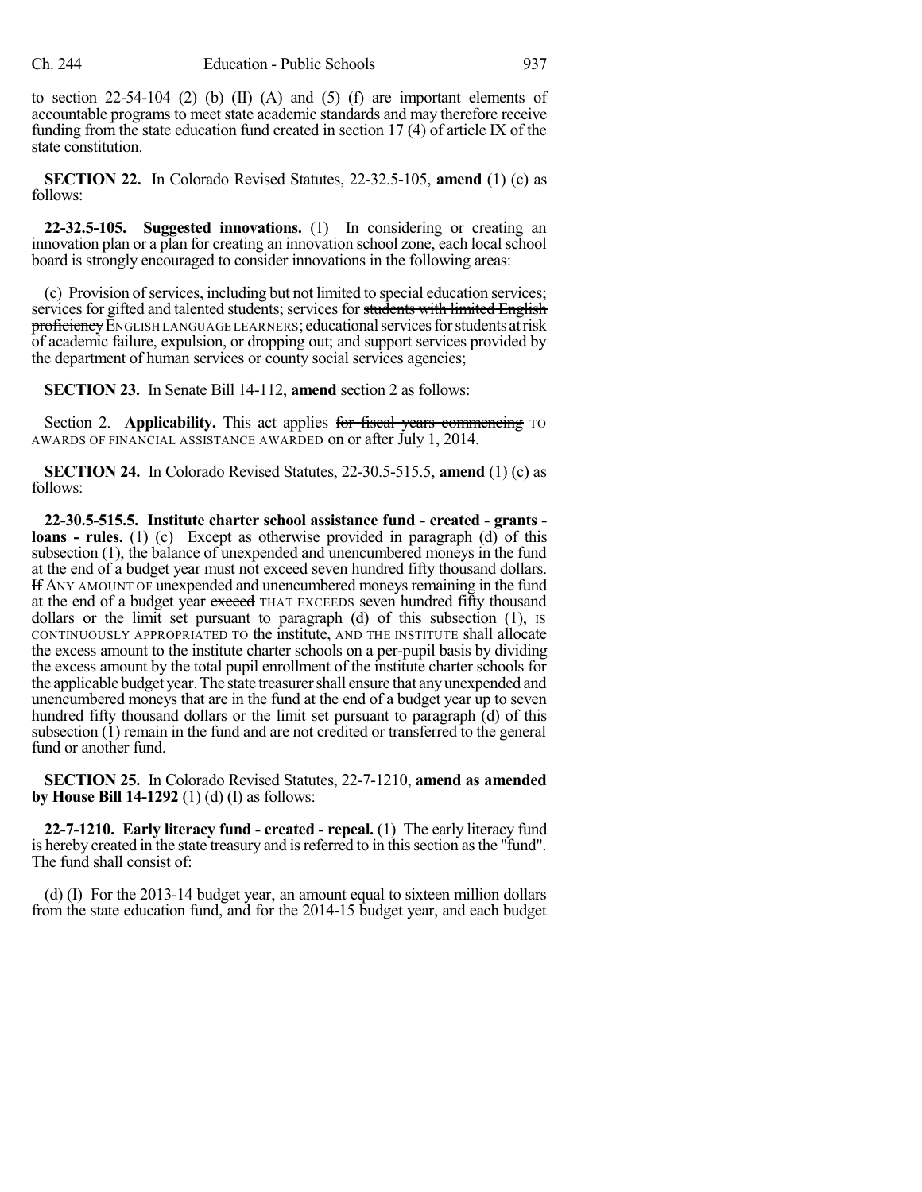to section 22-54-104 (2) (b) (II) (A) and (5) (f) are important elements of accountable programs to meet state academic standards and may therefore receive funding from the state education fund created in section 17 (4) of article IX of the state constitution.

**SECTION 22.** In Colorado Revised Statutes, 22-32.5-105, **amend** (1) (c) as follows:

**22-32.5-105. Suggested innovations.** (1) In considering or creating an innovation plan or a plan for creating an innovation school zone, each local school board is strongly encouraged to consider innovations in the following areas:

(c) Provision of services, including but not limited to special education services; services for gifted and talented students; services for ~~students with limited English proficiency~~ ENGLISH LANGUAGE LEARNERS; educational services for students at risk of academic failure, expulsion, or dropping out; and support services provided by the department of human services or county social services agencies;

**SECTION 23.** In Senate Bill 14-112, **amend** section 2 as follows:

Section 2. **Applicability.** This act applies ~~for fiscal years commencing~~ TO AWARDS OF FINANCIAL ASSISTANCE AWARDED on or after July 1, 2014.

**SECTION 24.** In Colorado Revised Statutes, 22-30.5-515.5, **amend** (1) (c) as follows:

**22-30.5-515.5. Institute charter school assistance fund - created - grants - loans - rules.** (1) (c) Except as otherwise provided in paragraph (d) of this subsection (1), the balance of unexpended and unencumbered moneys in the fund at the end of a budget year must not exceed seven hundred fifty thousand dollars. ~~If~~ ANY AMOUNT OF unexpended and unencumbered moneys remaining in the fund at the end of a budget year ~~exceed~~ THAT EXCEEDS seven hundred fifty thousand dollars or the limit set pursuant to paragraph (d) of this subsection (1), IS CONTINUOUSLY APPROPRIATED TO the institute, AND THE INSTITUTE shall allocate the excess amount to the institute charter schools on a per-pupil basis by dividing the excess amount by the total pupil enrollment of the institute charter schools for the applicable budget year. The state treasurer shall ensure that any unexpended and unencumbered moneys that are in the fund at the end of a budget year up to seven hundred fifty thousand dollars or the limit set pursuant to paragraph (d) of this subsection (1) remain in the fund and are not credited or transferred to the general fund or another fund.

**SECTION 25.** In Colorado Revised Statutes, 22-7-1210, **amend as amended by House Bill 14-1292** (1) (d) (I) as follows:

**22-7-1210. Early literacy fund - created - repeal.** (1) The early literacy fund is hereby created in the state treasury and is referred to in this section as the "fund". The fund shall consist of:

(d) (I) For the 2013-14 budget year, an amount equal to sixteen million dollars from the state education fund, and for the 2014-15 budget year, and each budget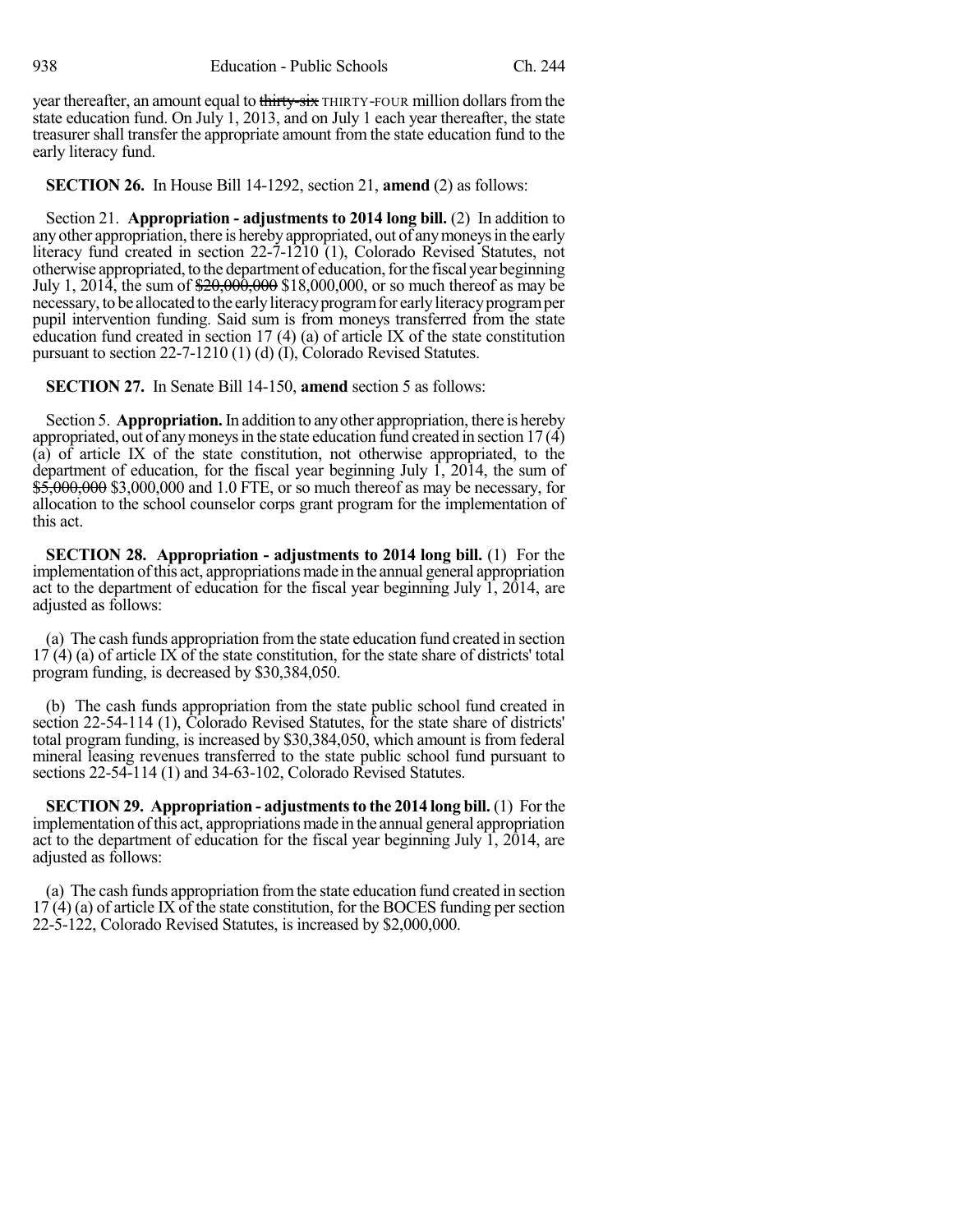year thereafter, an amount equal to ~~thirty-six~~ THIRTY-FOUR million dollars from the state education fund. On July 1, 2013, and on July 1 each year thereafter, the state treasurer shall transfer the appropriate amount from the state education fund to the early literacy fund.

**SECTION 26.** In House Bill 14-1292, section 21, **amend** (2) as follows:

Section 21. **Appropriation - adjustments to 2014 long bill.** (2) In addition to any other appropriation, there is hereby appropriated, out of any moneys in the early literacy fund created in section 22-7-1210 (1), Colorado Revised Statutes, not otherwise appropriated, to the department of education, for the fiscal year beginning July 1, 2014, the sum of ~~$20,000,000~~ $18,000,000, or so much thereof as may be necessary, to be allocated to the early literacy program for early literacy program per pupil intervention funding. Said sum is from moneys transferred from the state education fund created in section 17 (4) (a) of article IX of the state constitution pursuant to section 22-7-1210 (1) (d) (I), Colorado Revised Statutes.

**SECTION 27.** In Senate Bill 14-150, **amend** section 5 as follows:

Section 5. **Appropriation.** In addition to any other appropriation, there is hereby appropriated, out of any moneys in the state education fund created in section 17 (4) (a) of article IX of the state constitution, not otherwise appropriated, to the department of education, for the fiscal year beginning July 1, 2014, the sum of ~~$5,000,000~~ $3,000,000 and 1.0 FTE, or so much thereof as may be necessary, for allocation to the school counselor corps grant program for the implementation of this act.

**SECTION 28. Appropriation - adjustments to 2014 long bill.** (1) For the implementation of this act, appropriations made in the annual general appropriation act to the department of education for the fiscal year beginning July 1, 2014, are adjusted as follows:

(a) The cash funds appropriation from the state education fund created in section 17 (4) (a) of article IX of the state constitution, for the state share of districts' total program funding, is decreased by $30,384,050.

(b) The cash funds appropriation from the state public school fund created in section 22-54-114 (1), Colorado Revised Statutes, for the state share of districts' total program funding, is increased by $30,384,050, which amount is from federal mineral leasing revenues transferred to the state public school fund pursuant to sections 22-54-114 (1) and 34-63-102, Colorado Revised Statutes.

**SECTION 29. Appropriation - adjustments to the 2014 long bill.** (1) For the implementation of this act, appropriations made in the annual general appropriation act to the department of education for the fiscal year beginning July 1, 2014, are adjusted as follows:

(a) The cash funds appropriation from the state education fund created in section 17 (4) (a) of article IX of the state constitution, for the BOCES funding per section 22-5-122, Colorado Revised Statutes, is increased by $2,000,000.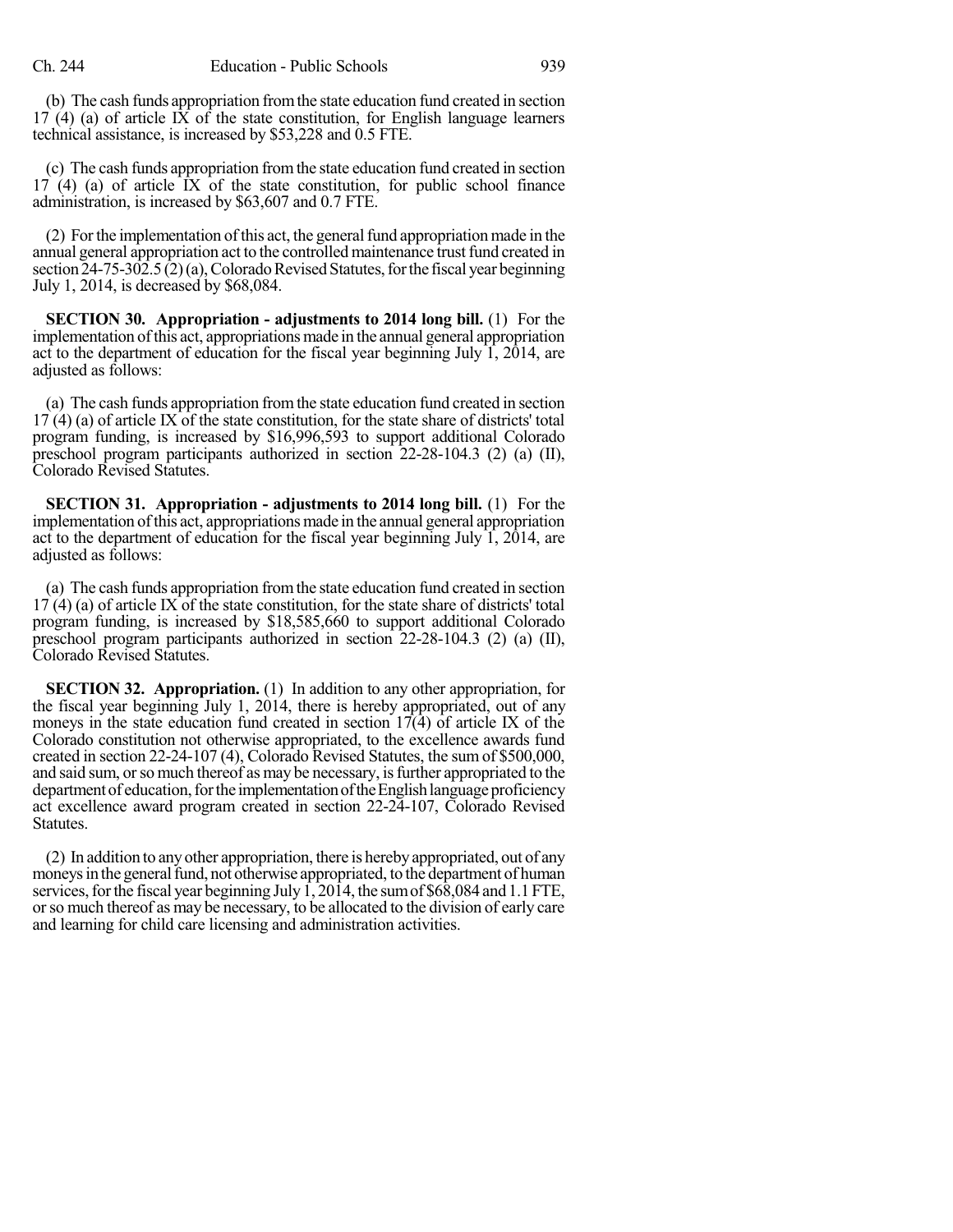(b) The cash funds appropriation from the state education fund created in section 17 (4) (a) of article IX of the state constitution, for English language learners technical assistance, is increased by $53,228 and 0.5 FTE.

(c) The cash funds appropriation from the state education fund created in section 17 (4) (a) of article IX of the state constitution, for public school finance administration, is increased by $63,607 and 0.7 FTE.

(2) For the implementation of this act, the general fund appropriation made in the annual general appropriation act to the controlled maintenance trust fund created in section 24-75-302.5 (2) (a), Colorado Revised Statutes, for the fiscal year beginning July 1, 2014, is decreased by $68,084.

**SECTION 30. Appropriation - adjustments to 2014 long bill.** (1) For the implementation of this act, appropriations made in the annual general appropriation act to the department of education for the fiscal year beginning July 1, 2014, are adjusted as follows:

(a) The cash funds appropriation from the state education fund created in section 17 (4) (a) of article IX of the state constitution, for the state share of districts' total program funding, is increased by $16,996,593 to support additional Colorado preschool program participants authorized in section 22-28-104.3 (2) (a) (II), Colorado Revised Statutes.

**SECTION 31. Appropriation - adjustments to 2014 long bill.** (1) For the implementation of this act, appropriations made in the annual general appropriation act to the department of education for the fiscal year beginning July 1, 2014, are adjusted as follows:

(a) The cash funds appropriation from the state education fund created in section 17 (4) (a) of article IX of the state constitution, for the state share of districts' total program funding, is increased by $18,585,660 to support additional Colorado preschool program participants authorized in section 22-28-104.3 (2) (a) (II), Colorado Revised Statutes.

**SECTION 32. Appropriation.** (1) In addition to any other appropriation, for the fiscal year beginning July 1, 2014, there is hereby appropriated, out of any moneys in the state education fund created in section 17(4) of article IX of the Colorado constitution not otherwise appropriated, to the excellence awards fund created in section 22-24-107 (4), Colorado Revised Statutes, the sum of $500,000, and said sum, or so much thereof as may be necessary, is further appropriated to the department of education, for the implementation of the English language proficiency act excellence award program created in section 22-24-107, Colorado Revised Statutes.

(2) In addition to any other appropriation, there is hereby appropriated, out of any moneys in the general fund, not otherwise appropriated, to the department of human services, for the fiscal year beginning July 1, 2014, the sum of $68,084 and 1.1 FTE, or so much thereof as may be necessary, to be allocated to the division of early care and learning for child care licensing and administration activities.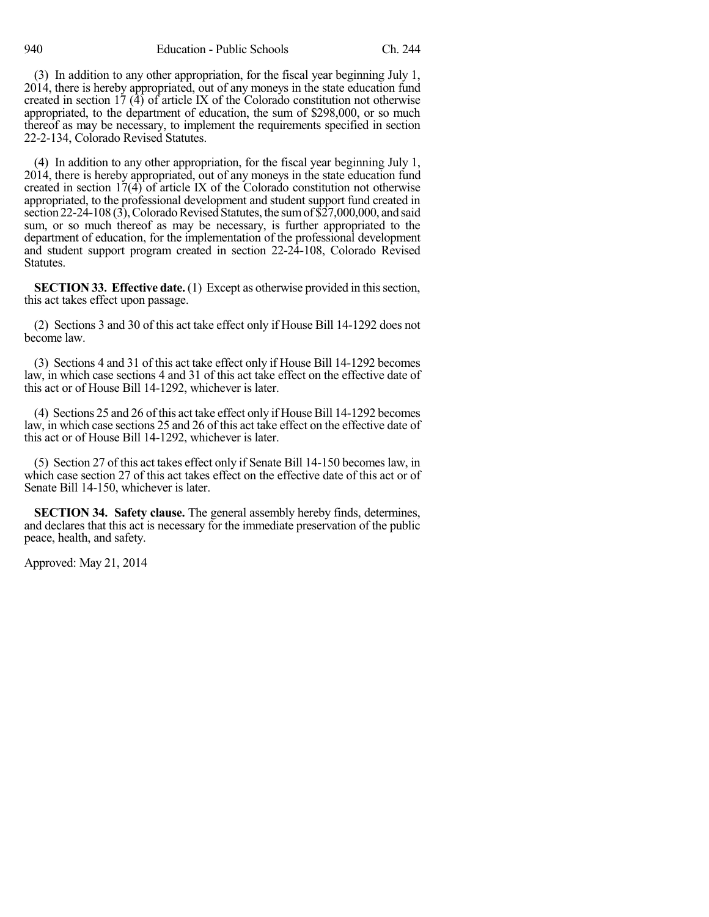(3) In addition to any other appropriation, for the fiscal year beginning July 1, 2014, there is hereby appropriated, out of any moneys in the state education fund created in section 17 (4) of article IX of the Colorado constitution not otherwise appropriated, to the department of education, the sum of $298,000, or so much thereof as may be necessary, to implement the requirements specified in section 22-2-134, Colorado Revised Statutes.

(4) In addition to any other appropriation, for the fiscal year beginning July 1, 2014, there is hereby appropriated, out of any moneys in the state education fund created in section 17(4) of article IX of the Colorado constitution not otherwise appropriated, to the professional development and student support fund created in section 22-24-108 (3), Colorado Revised Statutes, the sum of $27,000,000, and said sum, or so much thereof as may be necessary, is further appropriated to the department of education, for the implementation of the professional development and student support program created in section 22-24-108, Colorado Revised Statutes.

**SECTION 33. Effective date.** (1) Except as otherwise provided in this section, this act takes effect upon passage.

(2) Sections 3 and 30 of this act take effect only if House Bill 14-1292 does not become law.

(3) Sections 4 and 31 of this act take effect only if House Bill 14-1292 becomes law, in which case sections 4 and 31 of this act take effect on the effective date of this act or of House Bill 14-1292, whichever is later.

(4) Sections 25 and 26 of this act take effect only if House Bill 14-1292 becomes law, in which case sections 25 and 26 of this act take effect on the effective date of this act or of House Bill 14-1292, whichever is later.

(5) Section 27 of this act takes effect only if Senate Bill 14-150 becomes law, in which case section 27 of this act takes effect on the effective date of this act or of Senate Bill 14-150, whichever is later.

**SECTION 34. Safety clause.** The general assembly hereby finds, determines, and declares that this act is necessary for the immediate preservation of the public peace, health, and safety.

Approved: May 21, 2014